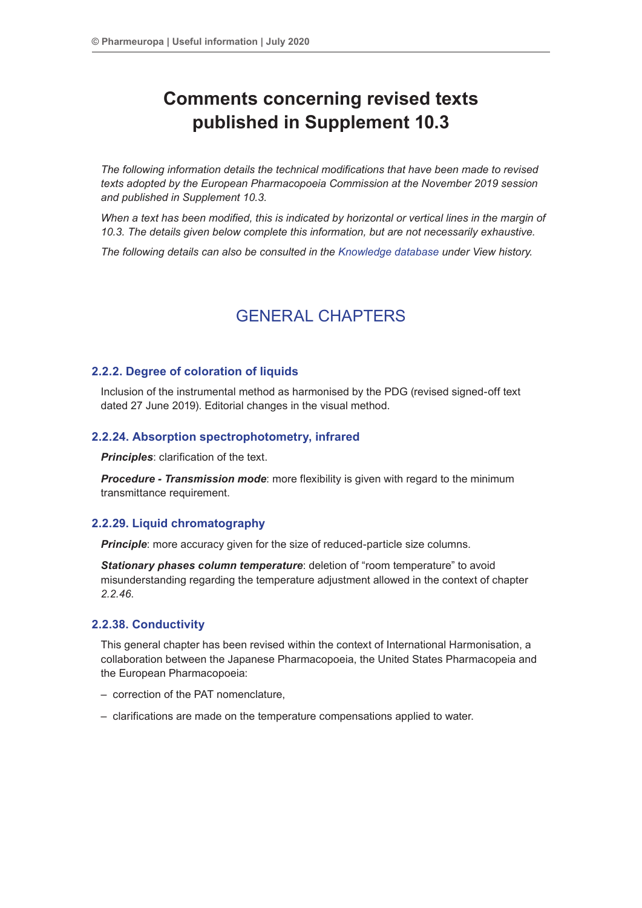# Comments concerning revised texts published in Supplement 10.3

*The following information details the technical modifications that have been made to revised texts adopted by the European Pharmacopoeia Commission at the November 2019 session and published in Supplement 10.3.*

*When a text has been modified, this is indicated by horizontal or vertical lines in the margin of 10.3. The details given below complete this information, but are not necessarily exhaustive.*

*The following details can also be consulted in the Knowledge database under View history.*

## GENERAL CHAPTERS

### 2.2.2. Degree of coloration of liquids

Inclusion of the instrumental method as harmonised by the PDG (revised signed-off text dated 27 June 2019). Editorial changes in the visual method.

### 2.2.24. Absorption spectrophotometry, infrared

***Principles***: clarification of the text.

***Procedure - Transmission mode***: more flexibility is given with regard to the minimum transmittance requirement.

### 2.2.29. Liquid chromatography

***Principle***: more accuracy given for the size of reduced-particle size columns.

***Stationary phases column temperature***: deletion of “room temperature” to avoid misunderstanding regarding the temperature adjustment allowed in the context of chapter *2.2.46*.

### 2.2.38. Conductivity

This general chapter has been revised within the context of International Harmonisation, a collaboration between the Japanese Pharmacopoeia, the United States Pharmacopeia and the European Pharmacopoeia:

- correction of the PAT nomenclature,
- clarifications are made on the temperature compensations applied to water.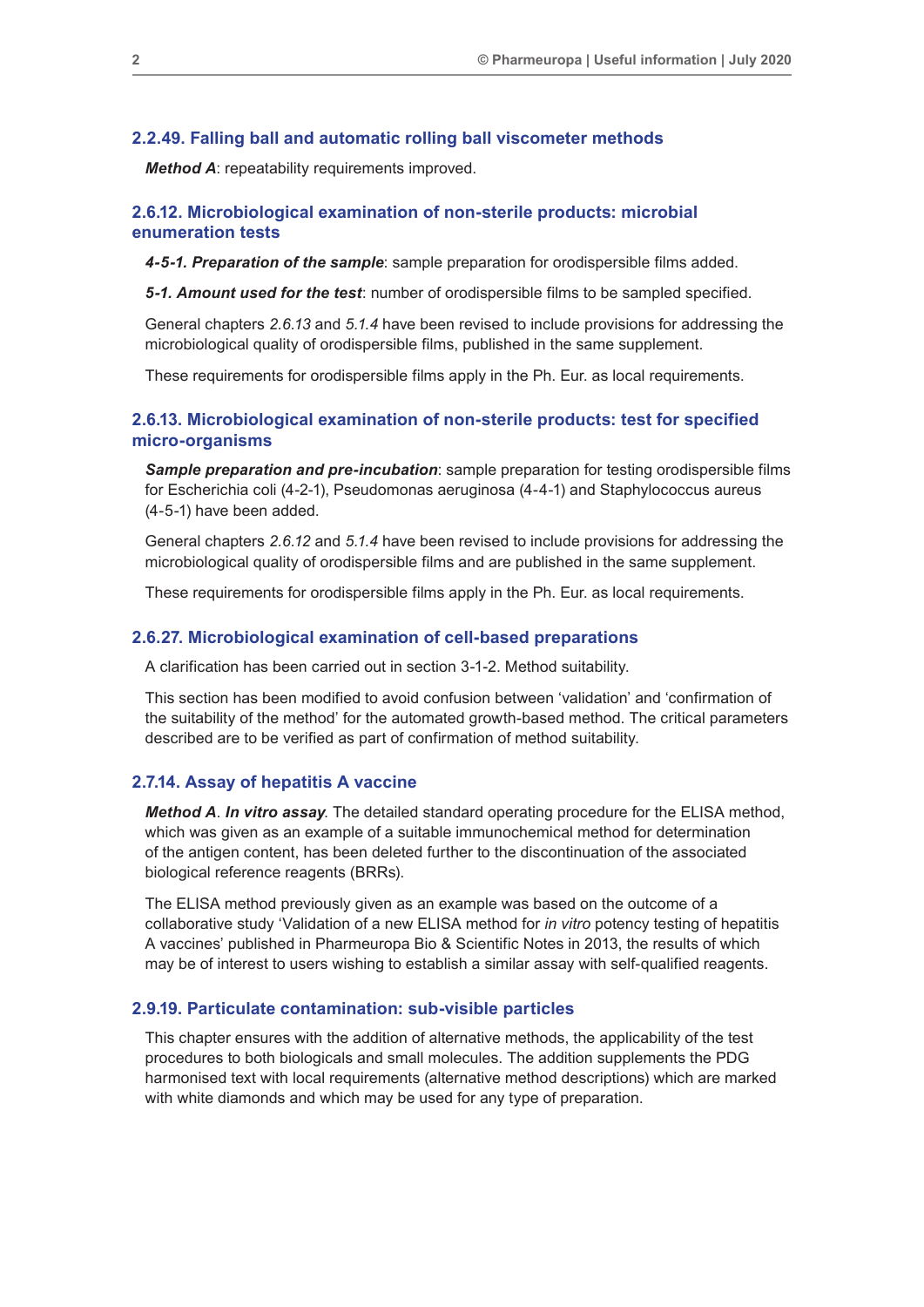### 2.2.49. Falling ball and automatic rolling ball viscometer methods

***Method A***: repeatability requirements improved.

### 2.6.12. Microbiological examination of non-sterile products: microbial enumeration tests

***4-5-1. Preparation of the sample***: sample preparation for orodispersible films added.

***5-1. Amount used for the test***: number of orodispersible films to be sampled specified.

General chapters *2.6.13* and *5.1.4* have been revised to include provisions for addressing the microbiological quality of orodispersible films, published in the same supplement.

These requirements for orodispersible films apply in the Ph. Eur. as local requirements.

### 2.6.13. Microbiological examination of non-sterile products: test for specified micro-organisms

***Sample preparation and pre-incubation***: sample preparation for testing orodispersible films for Escherichia coli (4-2-1), Pseudomonas aeruginosa (4-4-1) and Staphylococcus aureus (4-5-1) have been added.

General chapters *2.6.12* and *5.1.4* have been revised to include provisions for addressing the microbiological quality of orodispersible films and are published in the same supplement.

These requirements for orodispersible films apply in the Ph. Eur. as local requirements.

### 2.6.27. Microbiological examination of cell-based preparations

A clarification has been carried out in section 3-1-2. Method suitability.

This section has been modified to avoid confusion between 'validation' and 'confirmation of the suitability of the method' for the automated growth-based method. The critical parameters described are to be verified as part of confirmation of method suitability.

### 2.7.14. Assay of hepatitis A vaccine

***Method A. In vitro assay***. The detailed standard operating procedure for the ELISA method, which was given as an example of a suitable immunochemical method for determination of the antigen content, has been deleted further to the discontinuation of the associated biological reference reagents (BRRs).

The ELISA method previously given as an example was based on the outcome of a collaborative study 'Validation of a new ELISA method for *in vitro* potency testing of hepatitis A vaccines' published in Pharmeuropa Bio & Scientific Notes in 2013, the results of which may be of interest to users wishing to establish a similar assay with self-qualified reagents.

### 2.9.19. Particulate contamination: sub-visible particles

This chapter ensures with the addition of alternative methods, the applicability of the test procedures to both biologicals and small molecules. The addition supplements the PDG harmonised text with local requirements (alternative method descriptions) which are marked with white diamonds and which may be used for any type of preparation.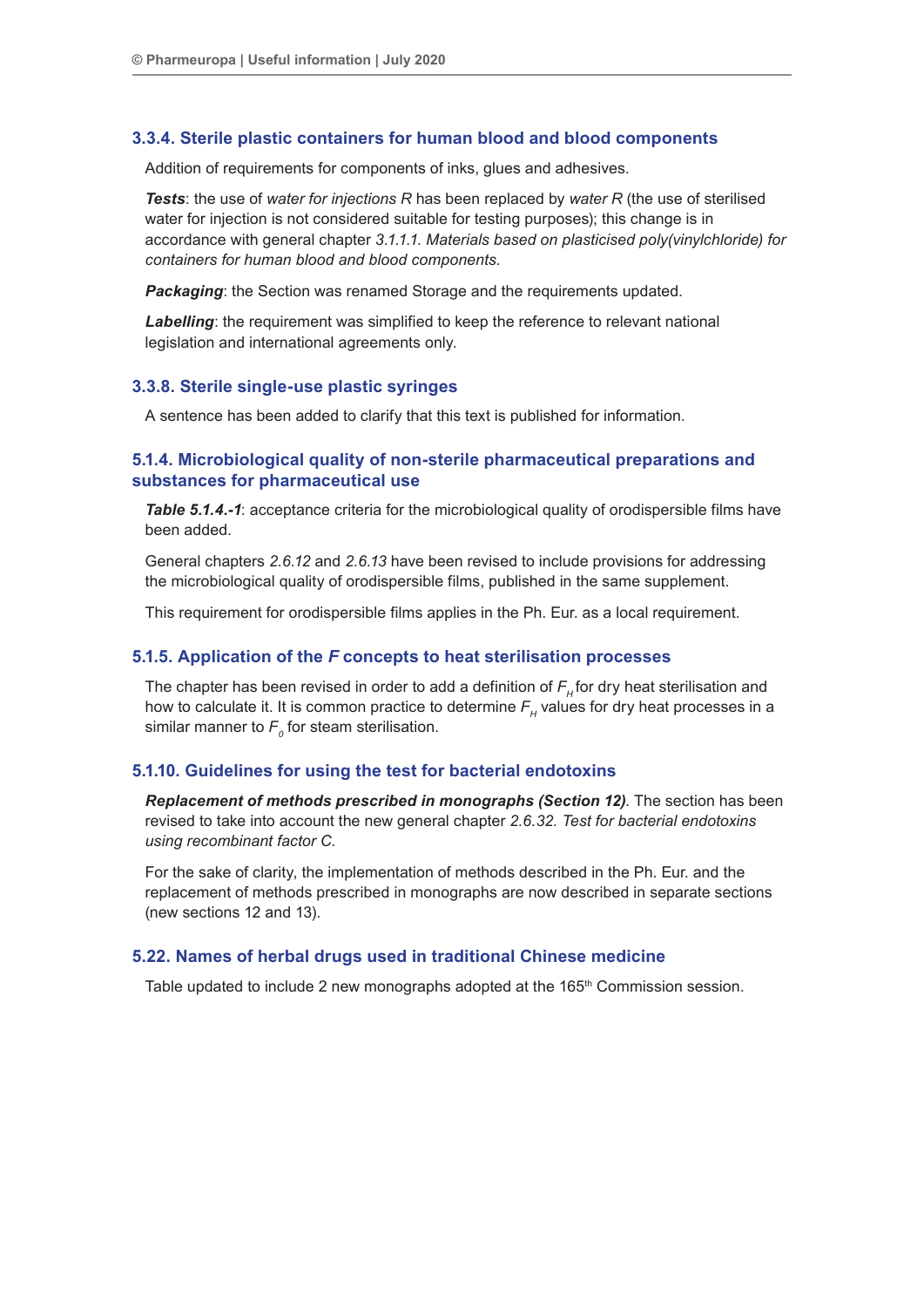### 3.3.4. Sterile plastic containers for human blood and blood components

Addition of requirements for components of inks, glues and adhesives.

***Tests***: the use of *water for injections R* has been replaced by *water R* (the use of sterilised water for injection is not considered suitable for testing purposes); this change is in accordance with general chapter *3.1.1.1. Materials based on plasticised poly(vinylchloride) for containers for human blood and blood components*.

***Packaging***: the Section was renamed Storage and the requirements updated.

***Labelling***: the requirement was simplified to keep the reference to relevant national legislation and international agreements only.

### 3.3.8. Sterile single-use plastic syringes

A sentence has been added to clarify that this text is published for information.

### 5.1.4. Microbiological quality of non-sterile pharmaceutical preparations and substances for pharmaceutical use

***Table 5.1.4.-1***: acceptance criteria for the microbiological quality of orodispersible films have been added.

General chapters *2.6.12* and *2.6.13* have been revised to include provisions for addressing the microbiological quality of orodispersible films, published in the same supplement.

This requirement for orodispersible films applies in the Ph. Eur. as a local requirement.

### 5.1.5. Application of the *F* concepts to heat sterilisation processes

The chapter has been revised in order to add a definition of $F_H$ for dry heat sterilisation and how to calculate it. It is common practice to determine $F_H$ values for dry heat processes in a similar manner to $F_0$ for steam sterilisation.

### 5.1.10. Guidelines for using the test for bacterial endotoxins

***Replacement of methods prescribed in monographs (Section 12)***. The section has been revised to take into account the new general chapter *2.6.32. Test for bacterial endotoxins using recombinant factor C.*

For the sake of clarity, the implementation of methods described in the Ph. Eur. and the replacement of methods prescribed in monographs are now described in separate sections (new sections 12 and 13).

### 5.22. Names of herbal drugs used in traditional Chinese medicine

Table updated to include 2 new monographs adopted at the 165th Commission session.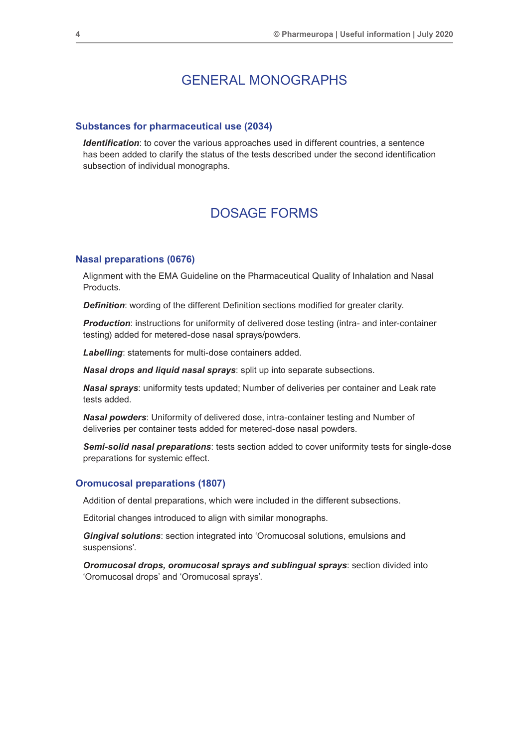# GENERAL MONOGRAPHS

## Substances for pharmaceutical use (2034)

***Identification***: to cover the various approaches used in different countries, a sentence has been added to clarify the status of the tests described under the second identification subsection of individual monographs.

# DOSAGE FORMS

## Nasal preparations (0676)

Alignment with the EMA Guideline on the Pharmaceutical Quality of Inhalation and Nasal Products.

***Definition***: wording of the different Definition sections modified for greater clarity.

***Production***: instructions for uniformity of delivered dose testing (intra- and inter-container testing) added for metered-dose nasal sprays/powders.

***Labelling***: statements for multi-dose containers added.

***Nasal drops and liquid nasal sprays***: split up into separate subsections.

***Nasal sprays***: uniformity tests updated; Number of deliveries per container and Leak rate tests added.

***Nasal powders***: Uniformity of delivered dose, intra-container testing and Number of deliveries per container tests added for metered-dose nasal powders.

***Semi-solid nasal preparations***: tests section added to cover uniformity tests for single-dose preparations for systemic effect.

## Oromucosal preparations (1807)

Addition of dental preparations, which were included in the different subsections.

Editorial changes introduced to align with similar monographs.

***Gingival solutions***: section integrated into 'Oromucosal solutions, emulsions and suspensions'.

***Oromucosal drops, oromucosal sprays and sublingual sprays***: section divided into 'Oromucosal drops' and 'Oromucosal sprays'.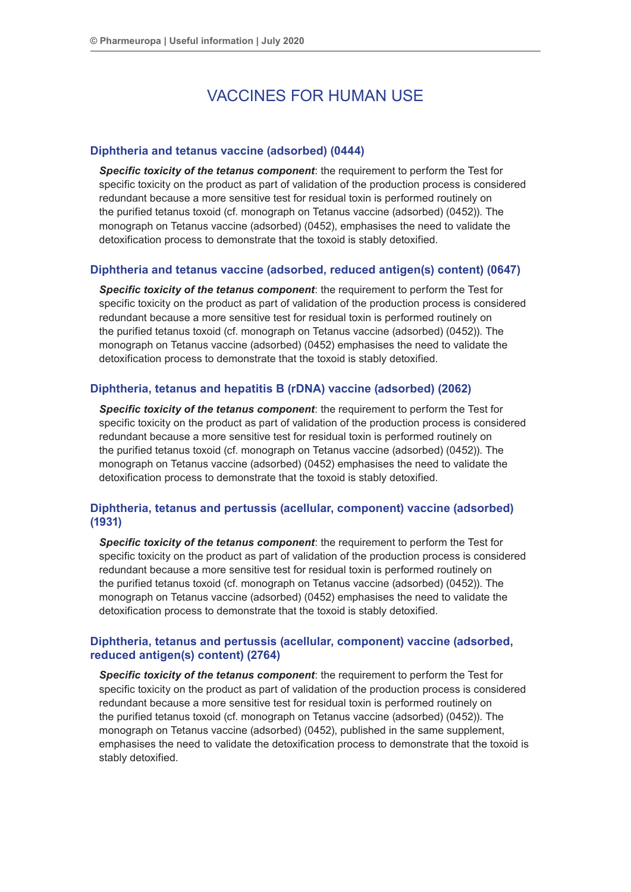# VACCINES FOR HUMAN USE

## Diphtheria and tetanus vaccine (adsorbed) (0444)

***Specific toxicity of the tetanus component***: the requirement to perform the Test for specific toxicity on the product as part of validation of the production process is considered redundant because a more sensitive test for residual toxin is performed routinely on the purified tetanus toxoid (cf. monograph on Tetanus vaccine (adsorbed) (0452)). The monograph on Tetanus vaccine (adsorbed) (0452), emphasises the need to validate the detoxification process to demonstrate that the toxoid is stably detoxified.

## Diphtheria and tetanus vaccine (adsorbed, reduced antigen(s) content) (0647)

***Specific toxicity of the tetanus component***: the requirement to perform the Test for specific toxicity on the product as part of validation of the production process is considered redundant because a more sensitive test for residual toxin is performed routinely on the purified tetanus toxoid (cf. monograph on Tetanus vaccine (adsorbed) (0452)). The monograph on Tetanus vaccine (adsorbed) (0452) emphasises the need to validate the detoxification process to demonstrate that the toxoid is stably detoxified.

## Diphtheria, tetanus and hepatitis B (rDNA) vaccine (adsorbed) (2062)

***Specific toxicity of the tetanus component***: the requirement to perform the Test for specific toxicity on the product as part of validation of the production process is considered redundant because a more sensitive test for residual toxin is performed routinely on the purified tetanus toxoid (cf. monograph on Tetanus vaccine (adsorbed) (0452)). The monograph on Tetanus vaccine (adsorbed) (0452) emphasises the need to validate the detoxification process to demonstrate that the toxoid is stably detoxified.

## Diphtheria, tetanus and pertussis (acellular, component) vaccine (adsorbed) (1931)

***Specific toxicity of the tetanus component***: the requirement to perform the Test for specific toxicity on the product as part of validation of the production process is considered redundant because a more sensitive test for residual toxin is performed routinely on the purified tetanus toxoid (cf. monograph on Tetanus vaccine (adsorbed) (0452)). The monograph on Tetanus vaccine (adsorbed) (0452) emphasises the need to validate the detoxification process to demonstrate that the toxoid is stably detoxified.

## Diphtheria, tetanus and pertussis (acellular, component) vaccine (adsorbed, reduced antigen(s) content) (2764)

***Specific toxicity of the tetanus component***: the requirement to perform the Test for specific toxicity on the product as part of validation of the production process is considered redundant because a more sensitive test for residual toxin is performed routinely on the purified tetanus toxoid (cf. monograph on Tetanus vaccine (adsorbed) (0452)). The monograph on Tetanus vaccine (adsorbed) (0452), published in the same supplement, emphasises the need to validate the detoxification process to demonstrate that the toxoid is stably detoxified.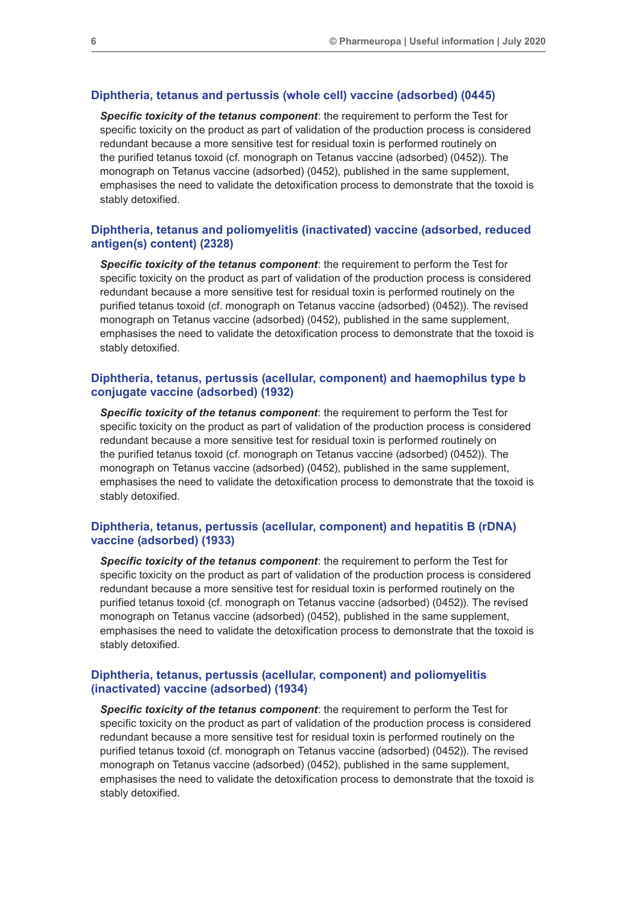### Diphtheria, tetanus and pertussis (whole cell) vaccine (adsorbed) (0445)

***Specific toxicity of the tetanus component***: the requirement to perform the Test for specific toxicity on the product as part of validation of the production process is considered redundant because a more sensitive test for residual toxin is performed routinely on the purified tetanus toxoid (cf. monograph on Tetanus vaccine (adsorbed) (0452)). The monograph on Tetanus vaccine (adsorbed) (0452), published in the same supplement, emphasises the need to validate the detoxification process to demonstrate that the toxoid is stably detoxified.

### Diphtheria, tetanus and poliomyelitis (inactivated) vaccine (adsorbed, reduced antigen(s) content) (2328)

***Specific toxicity of the tetanus component***: the requirement to perform the Test for specific toxicity on the product as part of validation of the production process is considered redundant because a more sensitive test for residual toxin is performed routinely on the purified tetanus toxoid (cf. monograph on Tetanus vaccine (adsorbed) (0452)). The revised monograph on Tetanus vaccine (adsorbed) (0452), published in the same supplement, emphasises the need to validate the detoxification process to demonstrate that the toxoid is stably detoxified.

### Diphtheria, tetanus, pertussis (acellular, component) and haemophilus type b conjugate vaccine (adsorbed) (1932)

***Specific toxicity of the tetanus component***: the requirement to perform the Test for specific toxicity on the product as part of validation of the production process is considered redundant because a more sensitive test for residual toxin is performed routinely on the purified tetanus toxoid (cf. monograph on Tetanus vaccine (adsorbed) (0452)). The monograph on Tetanus vaccine (adsorbed) (0452), published in the same supplement, emphasises the need to validate the detoxification process to demonstrate that the toxoid is stably detoxified.

### Diphtheria, tetanus, pertussis (acellular, component) and hepatitis B (rDNA) vaccine (adsorbed) (1933)

***Specific toxicity of the tetanus component***: the requirement to perform the Test for specific toxicity on the product as part of validation of the production process is considered redundant because a more sensitive test for residual toxin is performed routinely on the purified tetanus toxoid (cf. monograph on Tetanus vaccine (adsorbed) (0452)). The revised monograph on Tetanus vaccine (adsorbed) (0452), published in the same supplement, emphasises the need to validate the detoxification process to demonstrate that the toxoid is stably detoxified.

### Diphtheria, tetanus, pertussis (acellular, component) and poliomyelitis (inactivated) vaccine (adsorbed) (1934)

***Specific toxicity of the tetanus component***: the requirement to perform the Test for specific toxicity on the product as part of validation of the production process is considered redundant because a more sensitive test for residual toxin is performed routinely on the purified tetanus toxoid (cf. monograph on Tetanus vaccine (adsorbed) (0452)). The revised monograph on Tetanus vaccine (adsorbed) (0452), published in the same supplement, emphasises the need to validate the detoxification process to demonstrate that the toxoid is stably detoxified.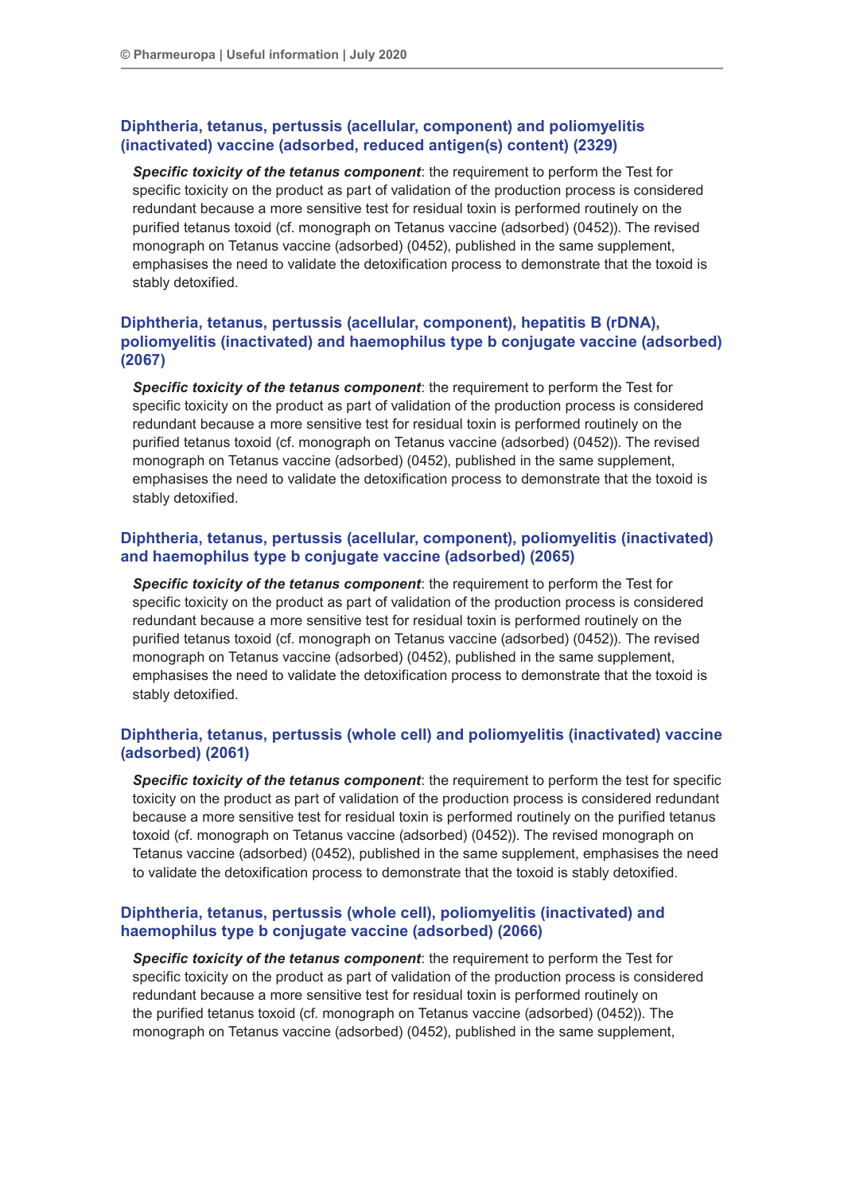### Diphtheria, tetanus, pertussis (acellular, component) and poliomyelitis (inactivated) vaccine (adsorbed, reduced antigen(s) content) (2329)

***Specific toxicity of the tetanus component***: the requirement to perform the Test for specific toxicity on the product as part of validation of the production process is considered redundant because a more sensitive test for residual toxin is performed routinely on the purified tetanus toxoid (cf. monograph on Tetanus vaccine (adsorbed) (0452)). The revised monograph on Tetanus vaccine (adsorbed) (0452), published in the same supplement, emphasises the need to validate the detoxification process to demonstrate that the toxoid is stably detoxified.

### Diphtheria, tetanus, pertussis (acellular, component), hepatitis B (rDNA), poliomyelitis (inactivated) and haemophilus type b conjugate vaccine (adsorbed) (2067)

***Specific toxicity of the tetanus component***: the requirement to perform the Test for specific toxicity on the product as part of validation of the production process is considered redundant because a more sensitive test for residual toxin is performed routinely on the purified tetanus toxoid (cf. monograph on Tetanus vaccine (adsorbed) (0452)). The revised monograph on Tetanus vaccine (adsorbed) (0452), published in the same supplement, emphasises the need to validate the detoxification process to demonstrate that the toxoid is stably detoxified.

### Diphtheria, tetanus, pertussis (acellular, component), poliomyelitis (inactivated) and haemophilus type b conjugate vaccine (adsorbed) (2065)

***Specific toxicity of the tetanus component***: the requirement to perform the Test for specific toxicity on the product as part of validation of the production process is considered redundant because a more sensitive test for residual toxin is performed routinely on the purified tetanus toxoid (cf. monograph on Tetanus vaccine (adsorbed) (0452)). The revised monograph on Tetanus vaccine (adsorbed) (0452), published in the same supplement, emphasises the need to validate the detoxification process to demonstrate that the toxoid is stably detoxified.

### Diphtheria, tetanus, pertussis (whole cell) and poliomyelitis (inactivated) vaccine (adsorbed) (2061)

***Specific toxicity of the tetanus component***: the requirement to perform the test for specific toxicity on the product as part of validation of the production process is considered redundant because a more sensitive test for residual toxin is performed routinely on the purified tetanus toxoid (cf. monograph on Tetanus vaccine (adsorbed) (0452)). The revised monograph on Tetanus vaccine (adsorbed) (0452), published in the same supplement, emphasises the need to validate the detoxification process to demonstrate that the toxoid is stably detoxified.

### Diphtheria, tetanus, pertussis (whole cell), poliomyelitis (inactivated) and haemophilus type b conjugate vaccine (adsorbed) (2066)

***Specific toxicity of the tetanus component***: the requirement to perform the Test for specific toxicity on the product as part of validation of the production process is considered redundant because a more sensitive test for residual toxin is performed routinely on the purified tetanus toxoid (cf. monograph on Tetanus vaccine (adsorbed) (0452)). The monograph on Tetanus vaccine (adsorbed) (0452), published in the same supplement,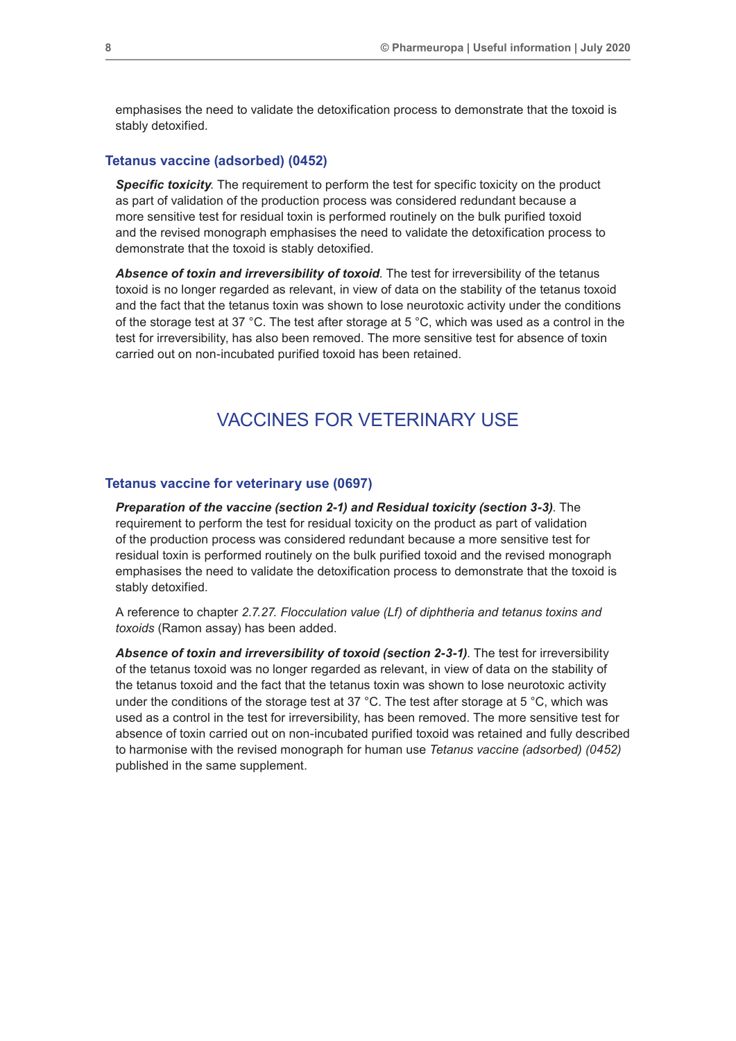emphasises the need to validate the detoxification process to demonstrate that the toxoid is stably detoxified.

### Tetanus vaccine (adsorbed) (0452)

***Specific toxicity***. The requirement to perform the test for specific toxicity on the product as part of validation of the production process was considered redundant because a more sensitive test for residual toxin is performed routinely on the bulk purified toxoid and the revised monograph emphasises the need to validate the detoxification process to demonstrate that the toxoid is stably detoxified.

***Absence of toxin and irreversibility of toxoid***. The test for irreversibility of the tetanus toxoid is no longer regarded as relevant, in view of data on the stability of the tetanus toxoid and the fact that the tetanus toxin was shown to lose neurotoxic activity under the conditions of the storage test at 37 °C. The test after storage at 5 °C, which was used as a control in the test for irreversibility, has also been removed. The more sensitive test for absence of toxin carried out on non-incubated purified toxoid has been retained.

## VACCINES FOR VETERINARY USE

### Tetanus vaccine for veterinary use (0697)

***Preparation of the vaccine (section 2-1) and Residual toxicity (section 3-3)***. The requirement to perform the test for residual toxicity on the product as part of validation of the production process was considered redundant because a more sensitive test for residual toxin is performed routinely on the bulk purified toxoid and the revised monograph emphasises the need to validate the detoxification process to demonstrate that the toxoid is stably detoxified.

A reference to chapter *2.7.27. Flocculation value (Lf) of diphtheria and tetanus toxins and toxoids* (Ramon assay) has been added.

***Absence of toxin and irreversibility of toxoid (section 2-3-1)***. The test for irreversibility of the tetanus toxoid was no longer regarded as relevant, in view of data on the stability of the tetanus toxoid and the fact that the tetanus toxin was shown to lose neurotoxic activity under the conditions of the storage test at 37 °C. The test after storage at 5 °C, which was used as a control in the test for irreversibility, has been removed. The more sensitive test for absence of toxin carried out on non-incubated purified toxoid was retained and fully described to harmonise with the revised monograph for human use *Tetanus vaccine (adsorbed) (0452)* published in the same supplement.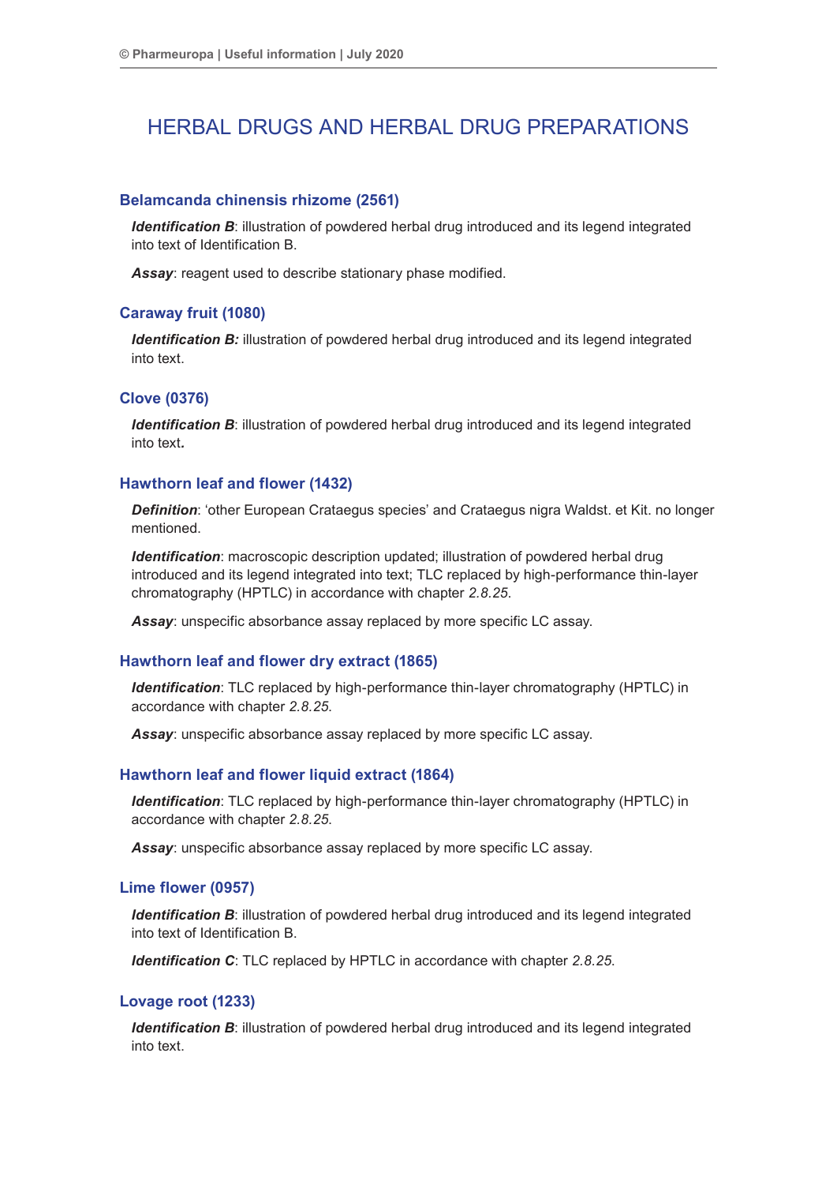# HERBAL DRUGS AND HERBAL DRUG PREPARATIONS

### Belamcanda chinensis rhizome (2561)

***Identification B***: illustration of powdered herbal drug introduced and its legend integrated into text of Identification B.

***Assay***: reagent used to describe stationary phase modified.

### Caraway fruit (1080)

***Identification B:*** illustration of powdered herbal drug introduced and its legend integrated into text.

### Clove (0376)

***Identification B***: illustration of powdered herbal drug introduced and its legend integrated into text**.**

### Hawthorn leaf and flower (1432)

***Definition***: 'other European Crataegus species' and Crataegus nigra Waldst. et Kit. no longer mentioned.

***Identification***: macroscopic description updated; illustration of powdered herbal drug introduced and its legend integrated into text; TLC replaced by high-performance thin-layer chromatography (HPTLC) in accordance with chapter *2.8.25.*

***Assay***: unspecific absorbance assay replaced by more specific LC assay.

### Hawthorn leaf and flower dry extract (1865)

***Identification***: TLC replaced by high-performance thin-layer chromatography (HPTLC) in accordance with chapter *2.8.25.*

***Assay***: unspecific absorbance assay replaced by more specific LC assay.

### Hawthorn leaf and flower liquid extract (1864)

***Identification***: TLC replaced by high-performance thin-layer chromatography (HPTLC) in accordance with chapter *2.8.25.*

***Assay***: unspecific absorbance assay replaced by more specific LC assay.

### Lime flower (0957)

***Identification B***: illustration of powdered herbal drug introduced and its legend integrated into text of Identification B.

***Identification C***: TLC replaced by HPTLC in accordance with chapter *2.8.25.*

### Lovage root (1233)

***Identification B***: illustration of powdered herbal drug introduced and its legend integrated into text.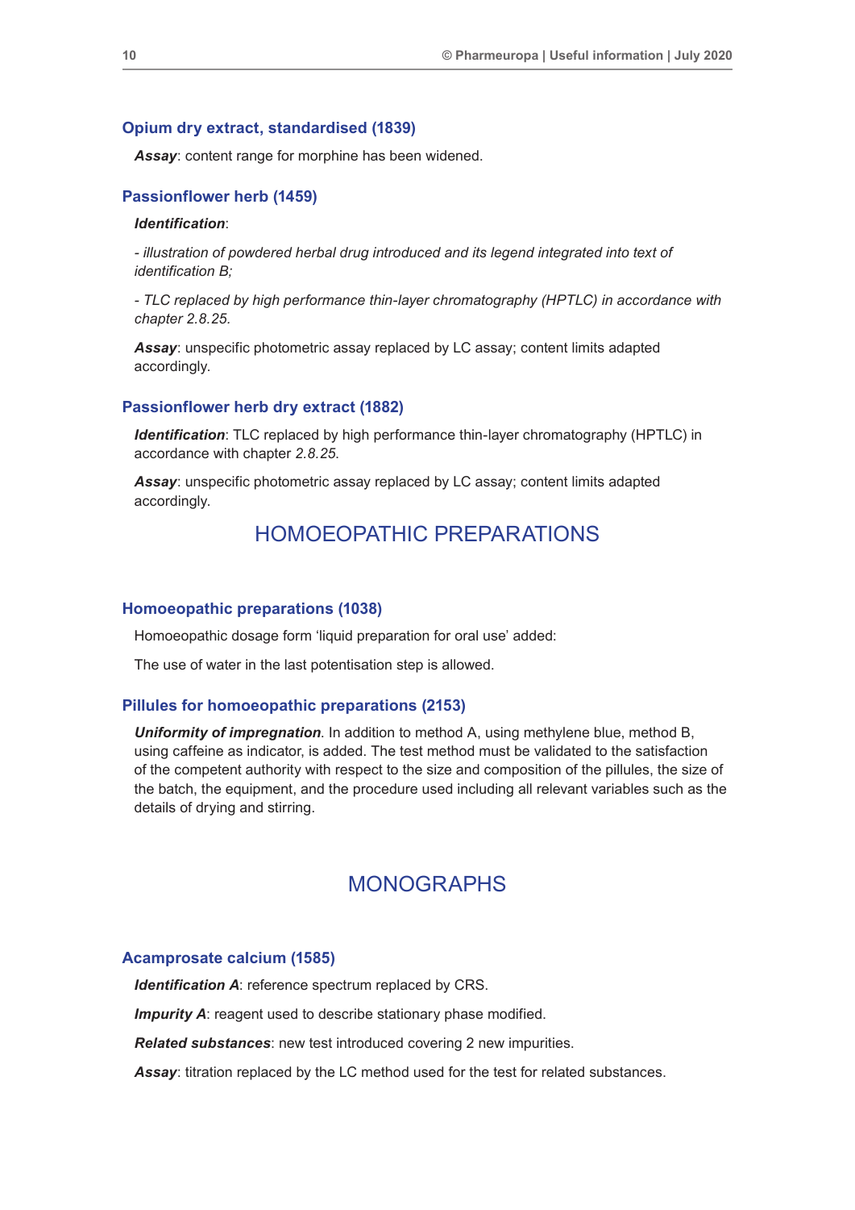### Opium dry extract, standardised (1839)

***Assay***: content range for morphine has been widened.

### Passionflower herb (1459)

***Identification***:

*- illustration of powdered herbal drug introduced and its legend integrated into text of identification B;*

*- TLC replaced by high performance thin-layer chromatography (HPTLC) in accordance with chapter 2.8.25.*

***Assay***: unspecific photometric assay replaced by LC assay; content limits adapted accordingly.

### Passionflower herb dry extract (1882)

***Identification***: TLC replaced by high performance thin-layer chromatography (HPTLC) in accordance with chapter *2.8.25.*

***Assay***: unspecific photometric assay replaced by LC assay; content limits adapted accordingly.

## HOMOEOPATHIC PREPARATIONS

### Homoeopathic preparations (1038)

Homoeopathic dosage form 'liquid preparation for oral use' added:

The use of water in the last potentisation step is allowed.

### Pillules for homoeopathic preparations (2153)

***Uniformity of impregnation***. In addition to method A, using methylene blue, method B, using caffeine as indicator, is added. The test method must be validated to the satisfaction of the competent authority with respect to the size and composition of the pillules, the size of the batch, the equipment, and the procedure used including all relevant variables such as the details of drying and stirring.

## MONOGRAPHS

### Acamprosate calcium (1585)

***Identification A***: reference spectrum replaced by CRS.

***Impurity A***: reagent used to describe stationary phase modified.

***Related substances***: new test introduced covering 2 new impurities.

***Assay***: titration replaced by the LC method used for the test for related substances.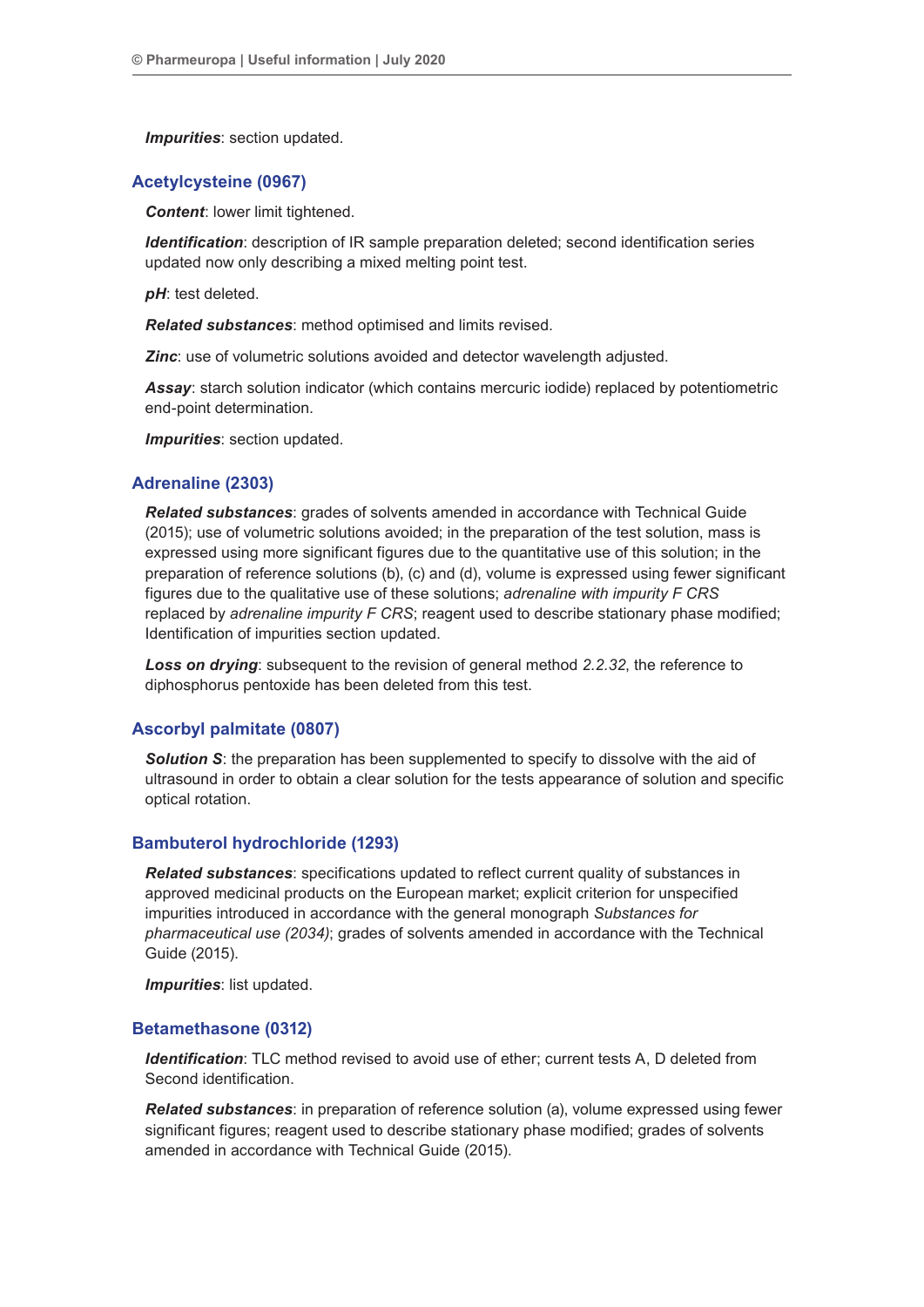***Impurities***: section updated.

## Acetylcysteine (0967)

***Content***: lower limit tightened.

***Identification***: description of IR sample preparation deleted; second identification series updated now only describing a mixed melting point test.

***pH***: test deleted.

***Related substances***: method optimised and limits revised.

***Zinc***: use of volumetric solutions avoided and detector wavelength adjusted.

***Assay***: starch solution indicator (which contains mercuric iodide) replaced by potentiometric end-point determination.

***Impurities***: section updated.

## Adrenaline (2303)

***Related substances***: grades of solvents amended in accordance with Technical Guide (2015); use of volumetric solutions avoided; in the preparation of the test solution, mass is expressed using more significant figures due to the quantitative use of this solution; in the preparation of reference solutions (b), (c) and (d), volume is expressed using fewer significant figures due to the qualitative use of these solutions; *adrenaline with impurity F CRS* replaced by *adrenaline impurity F CRS*; reagent used to describe stationary phase modified; Identification of impurities section updated.

***Loss on drying***: subsequent to the revision of general method *2.2.32*, the reference to diphosphorus pentoxide has been deleted from this test.

## Ascorbyl palmitate (0807)

***Solution S***: the preparation has been supplemented to specify to dissolve with the aid of ultrasound in order to obtain a clear solution for the tests appearance of solution and specific optical rotation.

## Bambuterol hydrochloride (1293)

***Related substances***: specifications updated to reflect current quality of substances in approved medicinal products on the European market; explicit criterion for unspecified impurities introduced in accordance with the general monograph *Substances for pharmaceutical use (2034)*; grades of solvents amended in accordance with the Technical Guide (2015).

***Impurities***: list updated.

## Betamethasone (0312)

***Identification***: TLC method revised to avoid use of ether; current tests A, D deleted from Second identification.

***Related substances***: in preparation of reference solution (a), volume expressed using fewer significant figures; reagent used to describe stationary phase modified; grades of solvents amended in accordance with Technical Guide (2015).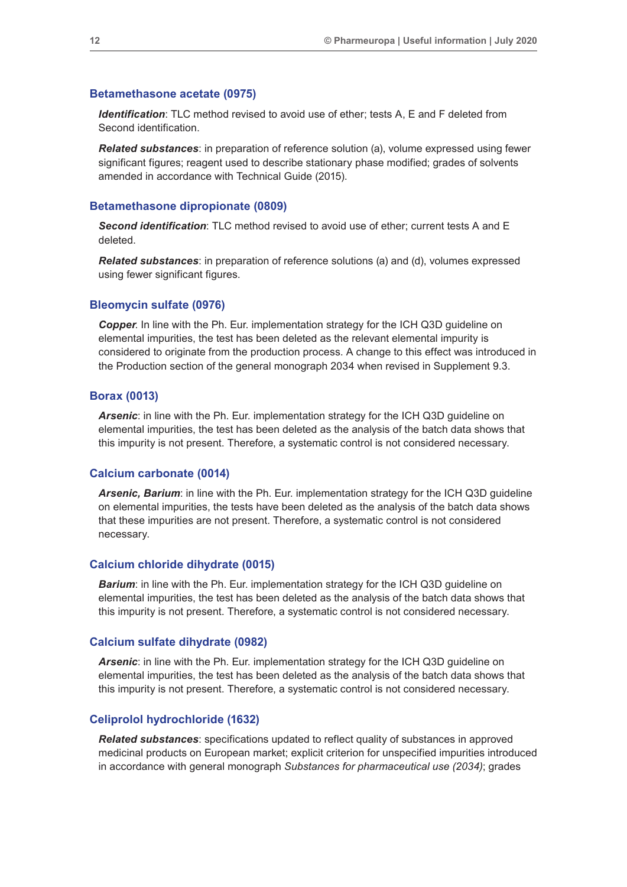### Betamethasone acetate (0975)

***Identification***: TLC method revised to avoid use of ether; tests A, E and F deleted from Second identification.

***Related substances***: in preparation of reference solution (a), volume expressed using fewer significant figures; reagent used to describe stationary phase modified; grades of solvents amended in accordance with Technical Guide (2015).

### Betamethasone dipropionate (0809)

***Second identification***: TLC method revised to avoid use of ether; current tests A and E deleted.

***Related substances***: in preparation of reference solutions (a) and (d), volumes expressed using fewer significant figures.

### Bleomycin sulfate (0976)

***Copper***. In line with the Ph. Eur. implementation strategy for the ICH Q3D guideline on elemental impurities, the test has been deleted as the relevant elemental impurity is considered to originate from the production process. A change to this effect was introduced in the Production section of the general monograph 2034 when revised in Supplement 9.3.

### Borax (0013)

***Arsenic***: in line with the Ph. Eur. implementation strategy for the ICH Q3D guideline on elemental impurities, the test has been deleted as the analysis of the batch data shows that this impurity is not present. Therefore, a systematic control is not considered necessary.

### Calcium carbonate (0014)

***Arsenic, Barium***: in line with the Ph. Eur. implementation strategy for the ICH Q3D guideline on elemental impurities, the tests have been deleted as the analysis of the batch data shows that these impurities are not present. Therefore, a systematic control is not considered necessary.

### Calcium chloride dihydrate (0015)

***Barium***: in line with the Ph. Eur. implementation strategy for the ICH Q3D guideline on elemental impurities, the test has been deleted as the analysis of the batch data shows that this impurity is not present. Therefore, a systematic control is not considered necessary.

### Calcium sulfate dihydrate (0982)

***Arsenic***: in line with the Ph. Eur. implementation strategy for the ICH Q3D guideline on elemental impurities, the test has been deleted as the analysis of the batch data shows that this impurity is not present. Therefore, a systematic control is not considered necessary.

### Celiprolol hydrochloride (1632)

***Related substances***: specifications updated to reflect quality of substances in approved medicinal products on European market; explicit criterion for unspecified impurities introduced in accordance with general monograph *Substances for pharmaceutical use (2034)*; grades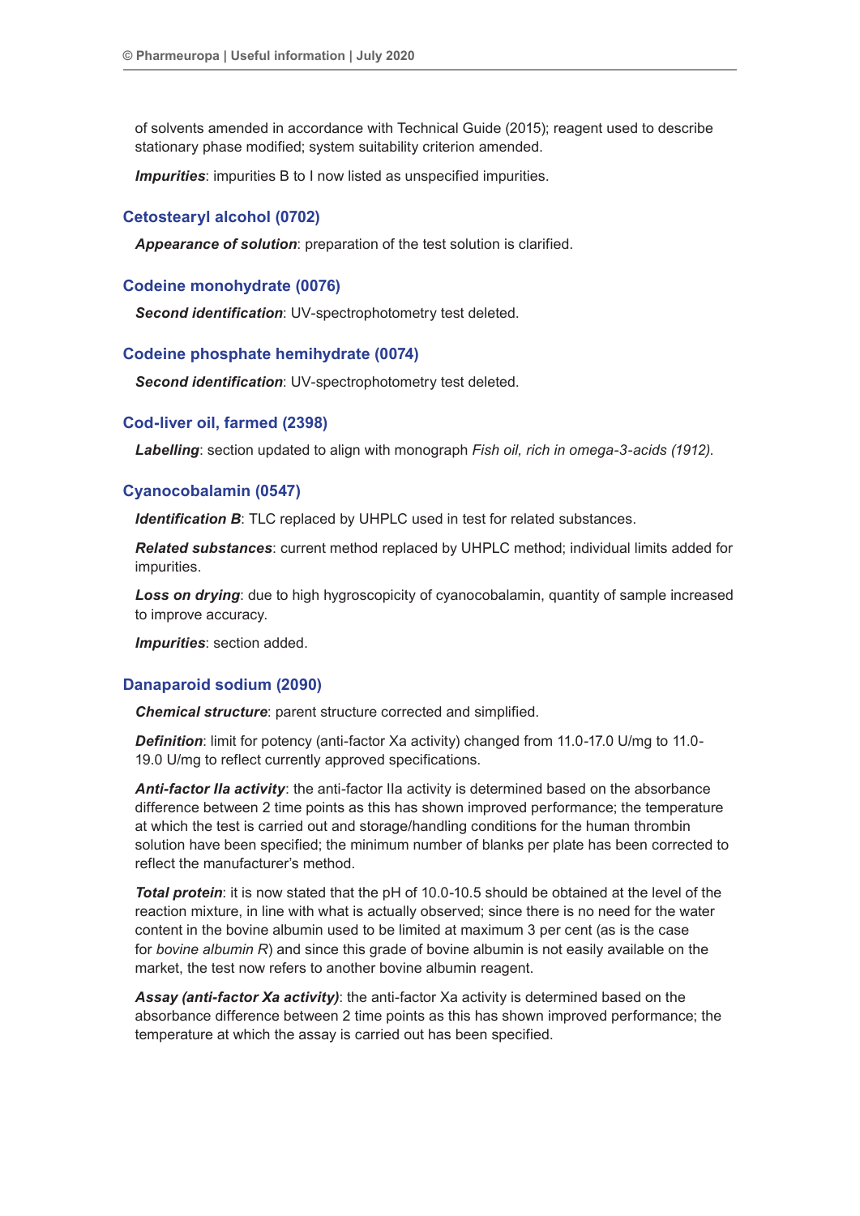of solvents amended in accordance with Technical Guide (2015); reagent used to describe stationary phase modified; system suitability criterion amended.

***Impurities***: impurities B to I now listed as unspecified impurities.

### Cetostearyl alcohol (0702)

***Appearance of solution***: preparation of the test solution is clarified.

### Codeine monohydrate (0076)

***Second identification***: UV-spectrophotometry test deleted.

### Codeine phosphate hemihydrate (0074)

***Second identification***: UV-spectrophotometry test deleted.

### Cod-liver oil, farmed (2398)

***Labelling***: section updated to align with monograph *Fish oil, rich in omega-3-acids (1912).*

### Cyanocobalamin (0547)

***Identification B***: TLC replaced by UHPLC used in test for related substances.

***Related substances***: current method replaced by UHPLC method; individual limits added for impurities.

***Loss on drying***: due to high hygroscopicity of cyanocobalamin, quantity of sample increased to improve accuracy.

***Impurities***: section added.

### Danaparoid sodium (2090)

***Chemical structure***: parent structure corrected and simplified.

***Definition***: limit for potency (anti-factor Xa activity) changed from 11.0-17.0 U/mg to 11.0-19.0 U/mg to reflect currently approved specifications.

***Anti-factor IIa activity***: the anti-factor IIa activity is determined based on the absorbance difference between 2 time points as this has shown improved performance; the temperature at which the test is carried out and storage/handling conditions for the human thrombin solution have been specified; the minimum number of blanks per plate has been corrected to reflect the manufacturer's method.

***Total protein***: it is now stated that the pH of 10.0-10.5 should be obtained at the level of the reaction mixture, in line with what is actually observed; since there is no need for the water content in the bovine albumin used to be limited at maximum 3 per cent (as is the case for *bovine albumin R*) and since this grade of bovine albumin is not easily available on the market, the test now refers to another bovine albumin reagent.

***Assay (anti-factor Xa activity)***: the anti-factor Xa activity is determined based on the absorbance difference between 2 time points as this has shown improved performance; the temperature at which the assay is carried out has been specified.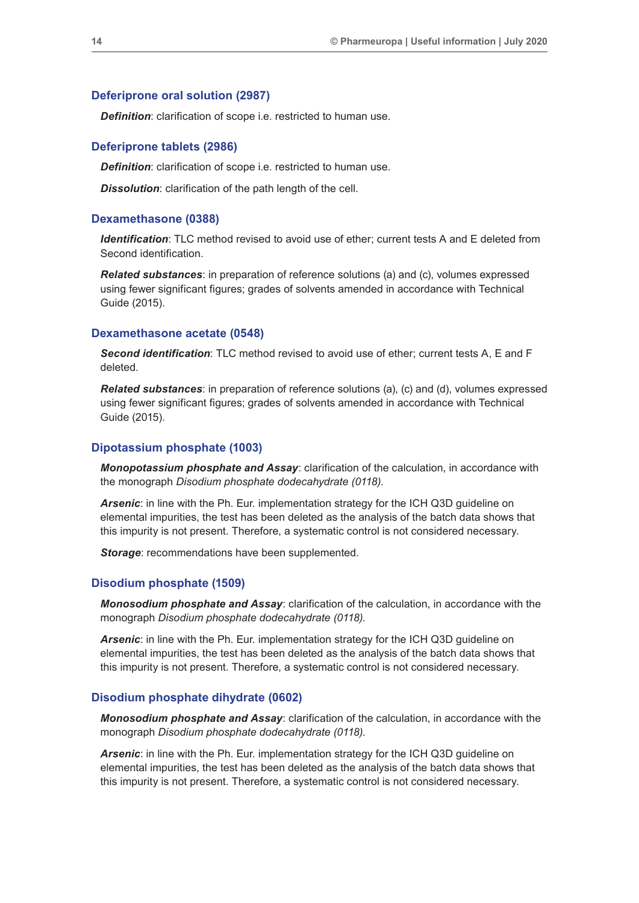### Deferiprone oral solution (2987)

***Definition***: clarification of scope i.e. restricted to human use.

### Deferiprone tablets (2986)

***Definition***: clarification of scope i.e. restricted to human use.

***Dissolution***: clarification of the path length of the cell.

### Dexamethasone (0388)

***Identification***: TLC method revised to avoid use of ether; current tests A and E deleted from Second identification.

***Related substances***: in preparation of reference solutions (a) and (c), volumes expressed using fewer significant figures; grades of solvents amended in accordance with Technical Guide (2015).

### Dexamethasone acetate (0548)

***Second identification***: TLC method revised to avoid use of ether; current tests A, E and F deleted.

***Related substances***: in preparation of reference solutions (a), (c) and (d), volumes expressed using fewer significant figures; grades of solvents amended in accordance with Technical Guide (2015).

### Dipotassium phosphate (1003)

***Monopotassium phosphate and Assay***: clarification of the calculation, in accordance with the monograph *Disodium phosphate dodecahydrate (0118).*

***Arsenic***: in line with the Ph. Eur. implementation strategy for the ICH Q3D guideline on elemental impurities, the test has been deleted as the analysis of the batch data shows that this impurity is not present. Therefore, a systematic control is not considered necessary.

***Storage***: recommendations have been supplemented.

### Disodium phosphate (1509)

***Monosodium phosphate and Assay***: clarification of the calculation, in accordance with the monograph *Disodium phosphate dodecahydrate (0118).*

***Arsenic***: in line with the Ph. Eur. implementation strategy for the ICH Q3D guideline on elemental impurities, the test has been deleted as the analysis of the batch data shows that this impurity is not present. Therefore, a systematic control is not considered necessary.

### Disodium phosphate dihydrate (0602)

***Monosodium phosphate and Assay***: clarification of the calculation, in accordance with the monograph *Disodium phosphate dodecahydrate (0118).*

***Arsenic***: in line with the Ph. Eur. implementation strategy for the ICH Q3D guideline on elemental impurities, the test has been deleted as the analysis of the batch data shows that this impurity is not present. Therefore, a systematic control is not considered necessary.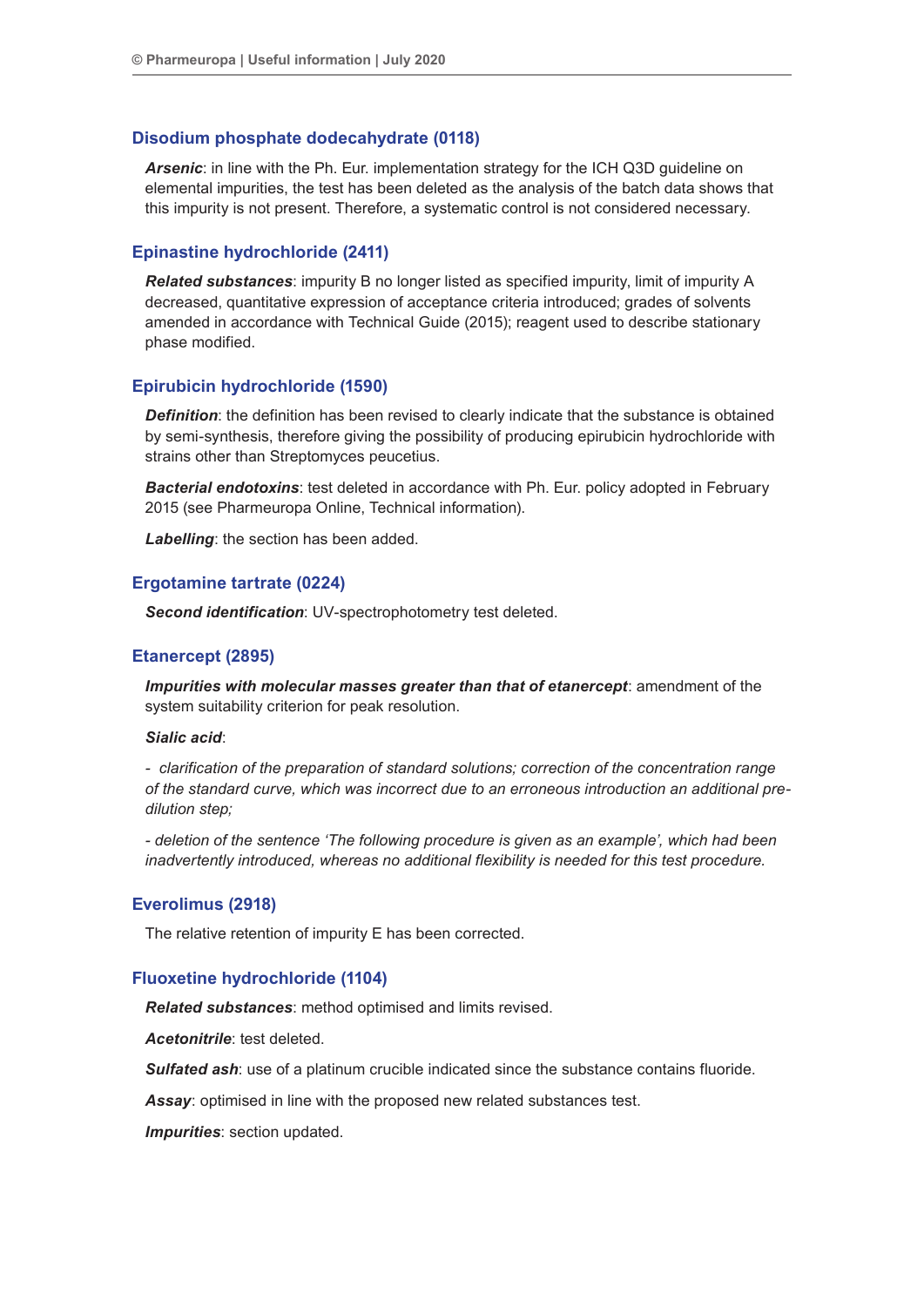### Disodium phosphate dodecahydrate (0118)

***Arsenic***: in line with the Ph. Eur. implementation strategy for the ICH Q3D guideline on elemental impurities, the test has been deleted as the analysis of the batch data shows that this impurity is not present. Therefore, a systematic control is not considered necessary.

### Epinastine hydrochloride (2411)

***Related substances***: impurity B no longer listed as specified impurity, limit of impurity A decreased, quantitative expression of acceptance criteria introduced; grades of solvents amended in accordance with Technical Guide (2015); reagent used to describe stationary phase modified.

### Epirubicin hydrochloride (1590)

***Definition***: the definition has been revised to clearly indicate that the substance is obtained by semi-synthesis, therefore giving the possibility of producing epirubicin hydrochloride with strains other than Streptomyces peucetius.

***Bacterial endotoxins***: test deleted in accordance with Ph. Eur. policy adopted in February 2015 (see Pharmeuropa Online, Technical information).

***Labelling***: the section has been added.

### Ergotamine tartrate (0224)

***Second identification***: UV-spectrophotometry test deleted.

### Etanercept (2895)

***Impurities with molecular masses greater than that of etanercept***: amendment of the system suitability criterion for peak resolution.

***Sialic acid***:

*- clarification of the preparation of standard solutions; correction of the concentration range of the standard curve, which was incorrect due to an erroneous introduction an additional pre-dilution step;*

*- deletion of the sentence 'The following procedure is given as an example', which had been inadvertently introduced, whereas no additional flexibility is needed for this test procedure.*

### Everolimus (2918)

The relative retention of impurity E has been corrected.

### Fluoxetine hydrochloride (1104)

***Related substances***: method optimised and limits revised.

***Acetonitrile***: test deleted.

***Sulfated ash***: use of a platinum crucible indicated since the substance contains fluoride.

***Assay***: optimised in line with the proposed new related substances test.

***Impurities***: section updated.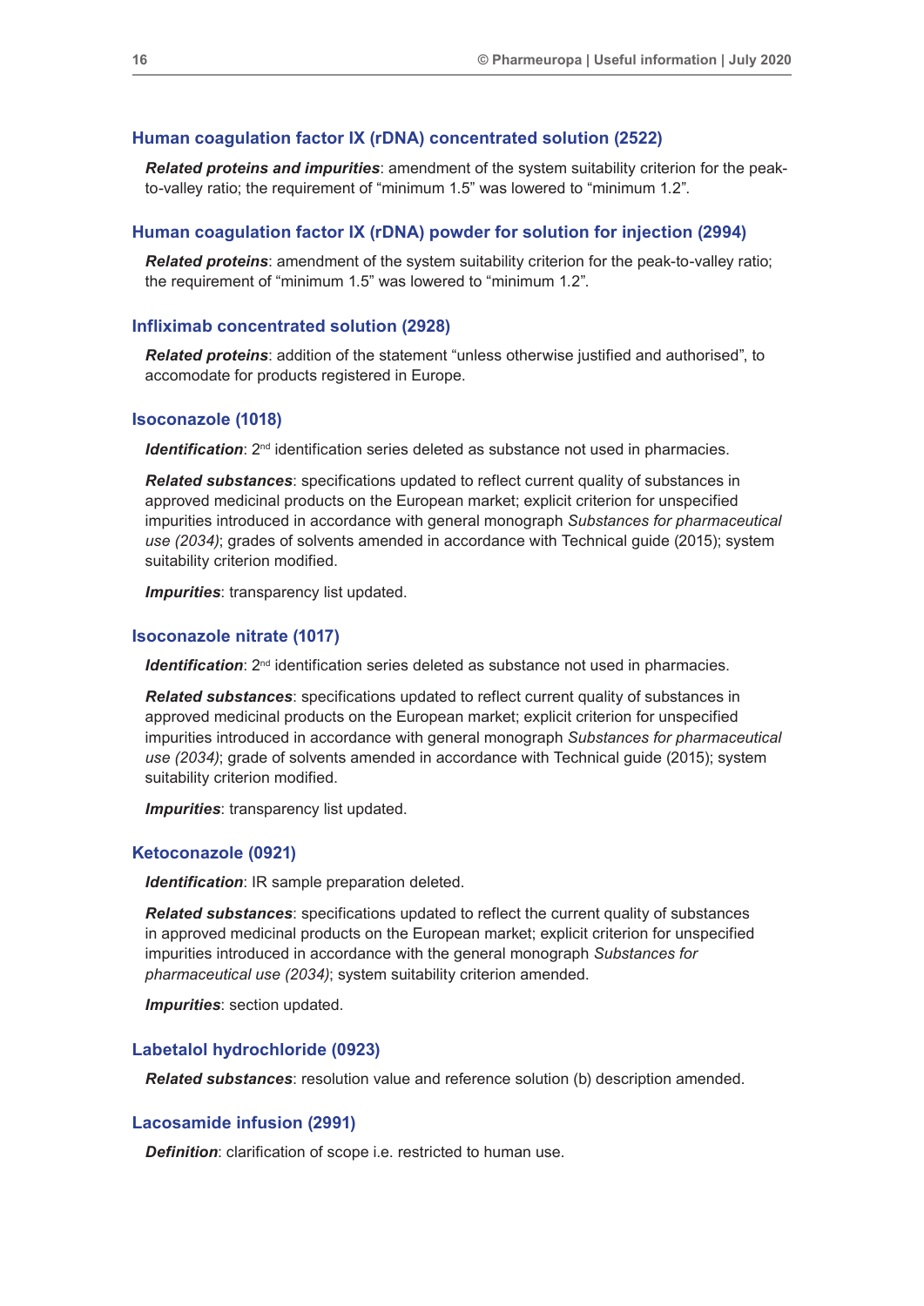### Human coagulation factor IX (rDNA) concentrated solution (2522)

***Related proteins and impurities***: amendment of the system suitability criterion for the peak-to-valley ratio; the requirement of "minimum 1.5" was lowered to "minimum 1.2".

### Human coagulation factor IX (rDNA) powder for solution for injection (2994)

***Related proteins***: amendment of the system suitability criterion for the peak-to-valley ratio; the requirement of "minimum 1.5" was lowered to "minimum 1.2".

### Infliximab concentrated solution (2928)

***Related proteins***: addition of the statement "unless otherwise justified and authorised", to accomodate for products registered in Europe.

### Isoconazole (1018)

***Identification***: 2nd identification series deleted as substance not used in pharmacies.

***Related substances***: specifications updated to reflect current quality of substances in approved medicinal products on the European market; explicit criterion for unspecified impurities introduced in accordance with general monograph *Substances for pharmaceutical use (2034)*; grades of solvents amended in accordance with Technical guide (2015); system suitability criterion modified.

***Impurities***: transparency list updated.

### Isoconazole nitrate (1017)

***Identification***: 2nd identification series deleted as substance not used in pharmacies.

***Related substances***: specifications updated to reflect current quality of substances in approved medicinal products on the European market; explicit criterion for unspecified impurities introduced in accordance with general monograph *Substances for pharmaceutical use (2034)*; grade of solvents amended in accordance with Technical guide (2015); system suitability criterion modified.

***Impurities***: transparency list updated.

### Ketoconazole (0921)

***Identification***: IR sample preparation deleted.

***Related substances***: specifications updated to reflect the current quality of substances in approved medicinal products on the European market; explicit criterion for unspecified impurities introduced in accordance with the general monograph *Substances for pharmaceutical use (2034)*; system suitability criterion amended.

***Impurities***: section updated.

### Labetalol hydrochloride (0923)

***Related substances***: resolution value and reference solution (b) description amended.

### Lacosamide infusion (2991)

***Definition***: clarification of scope i.e. restricted to human use.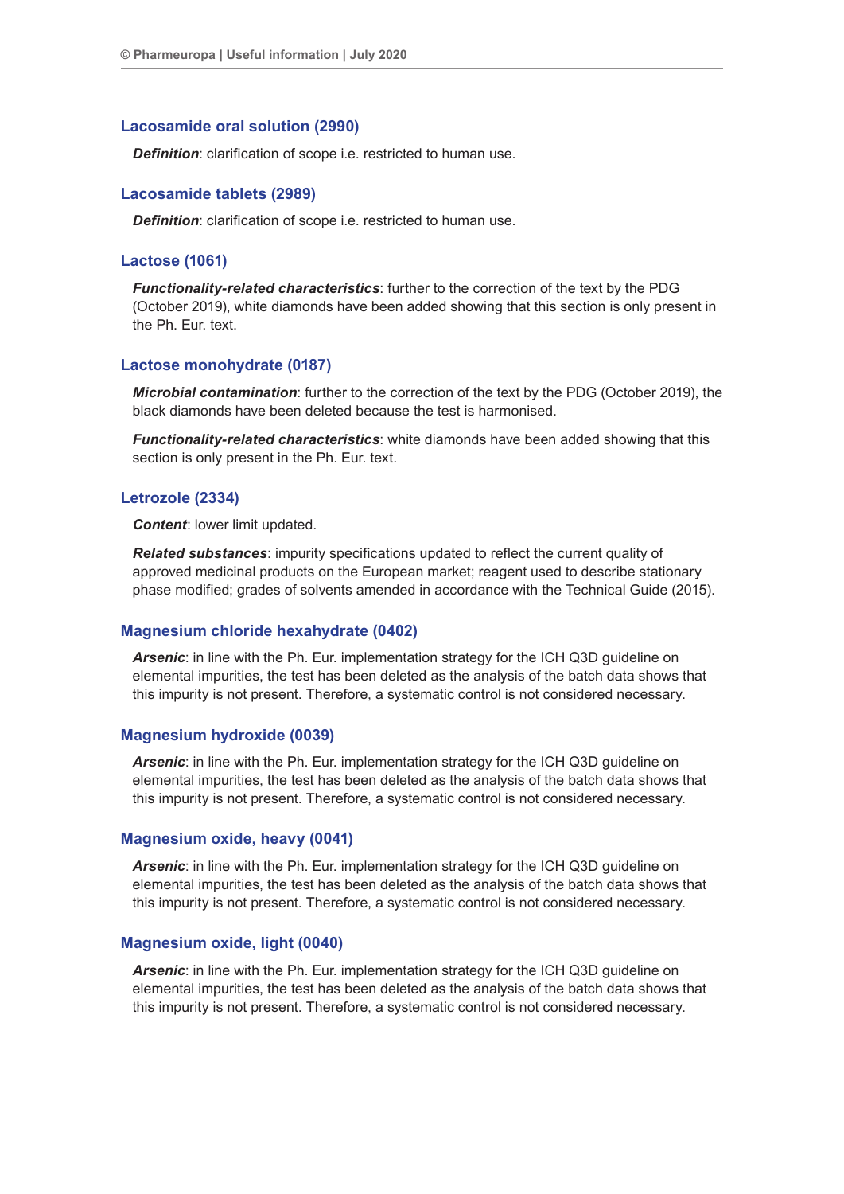### Lacosamide oral solution (2990)

***Definition***: clarification of scope i.e. restricted to human use.

### Lacosamide tablets (2989)

***Definition***: clarification of scope i.e. restricted to human use.

### Lactose (1061)

***Functionality-related characteristics***: further to the correction of the text by the PDG (October 2019), white diamonds have been added showing that this section is only present in the Ph. Eur. text.

### Lactose monohydrate (0187)

***Microbial contamination***: further to the correction of the text by the PDG (October 2019), the black diamonds have been deleted because the test is harmonised.

***Functionality-related characteristics***: white diamonds have been added showing that this section is only present in the Ph. Eur. text.

### Letrozole (2334)

***Content***: lower limit updated.

***Related substances***: impurity specifications updated to reflect the current quality of approved medicinal products on the European market; reagent used to describe stationary phase modified; grades of solvents amended in accordance with the Technical Guide (2015).

### Magnesium chloride hexahydrate (0402)

***Arsenic***: in line with the Ph. Eur. implementation strategy for the ICH Q3D guideline on elemental impurities, the test has been deleted as the analysis of the batch data shows that this impurity is not present. Therefore, a systematic control is not considered necessary.

### Magnesium hydroxide (0039)

***Arsenic***: in line with the Ph. Eur. implementation strategy for the ICH Q3D guideline on elemental impurities, the test has been deleted as the analysis of the batch data shows that this impurity is not present. Therefore, a systematic control is not considered necessary.

### Magnesium oxide, heavy (0041)

***Arsenic***: in line with the Ph. Eur. implementation strategy for the ICH Q3D guideline on elemental impurities, the test has been deleted as the analysis of the batch data shows that this impurity is not present. Therefore, a systematic control is not considered necessary.

### Magnesium oxide, light (0040)

***Arsenic***: in line with the Ph. Eur. implementation strategy for the ICH Q3D guideline on elemental impurities, the test has been deleted as the analysis of the batch data shows that this impurity is not present. Therefore, a systematic control is not considered necessary.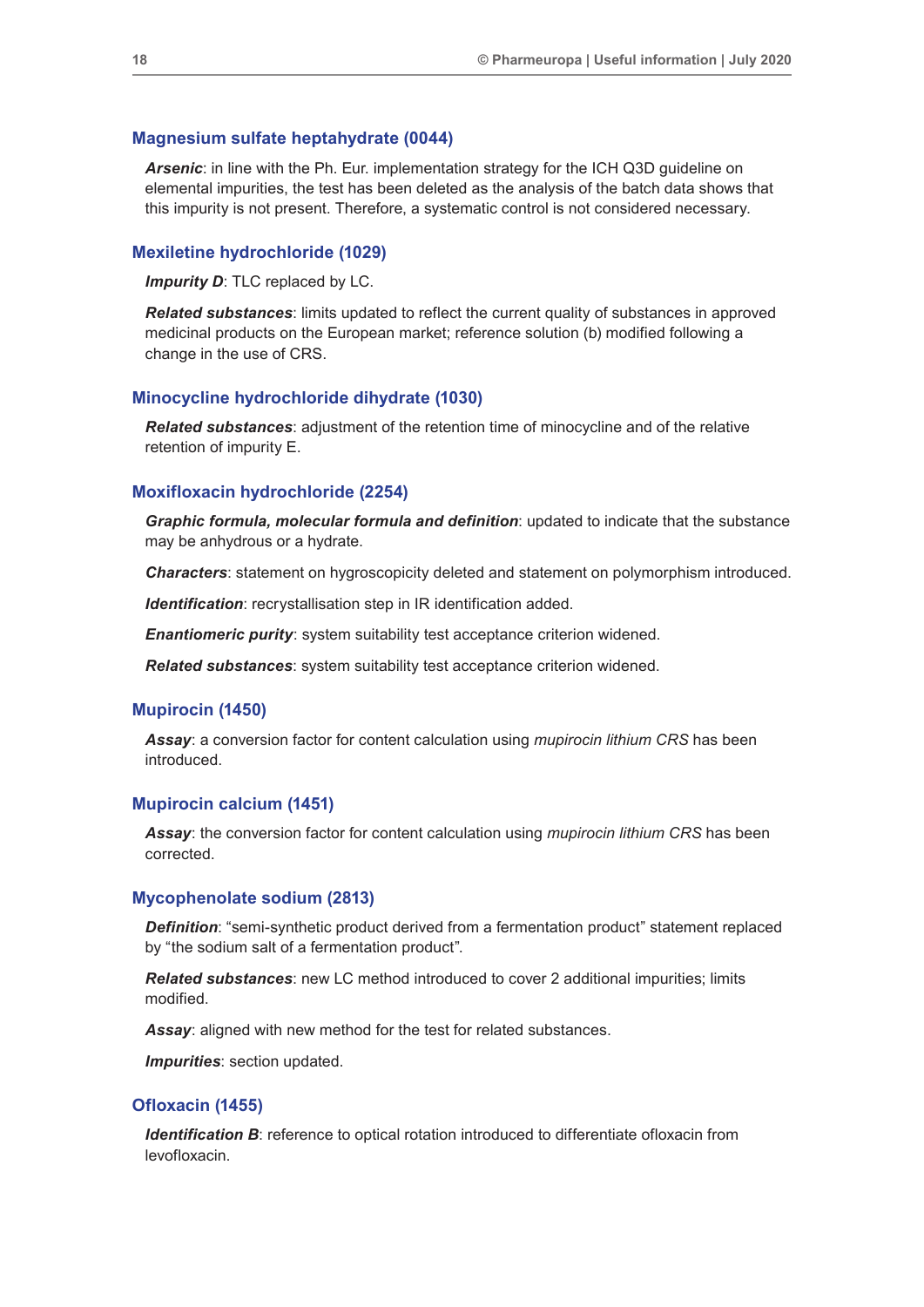### Magnesium sulfate heptahydrate (0044)

***Arsenic***: in line with the Ph. Eur. implementation strategy for the ICH Q3D guideline on elemental impurities, the test has been deleted as the analysis of the batch data shows that this impurity is not present. Therefore, a systematic control is not considered necessary.

### Mexiletine hydrochloride (1029)

***Impurity D***: TLC replaced by LC.

***Related substances***: limits updated to reflect the current quality of substances in approved medicinal products on the European market; reference solution (b) modified following a change in the use of CRS.

### Minocycline hydrochloride dihydrate (1030)

***Related substances***: adjustment of the retention time of minocycline and of the relative retention of impurity E.

### Moxifloxacin hydrochloride (2254)

***Graphic formula, molecular formula and definition***: updated to indicate that the substance may be anhydrous or a hydrate.

***Characters***: statement on hygroscopicity deleted and statement on polymorphism introduced.

***Identification***: recrystallisation step in IR identification added.

***Enantiomeric purity***: system suitability test acceptance criterion widened.

***Related substances***: system suitability test acceptance criterion widened.

### Mupirocin (1450)

***Assay***: a conversion factor for content calculation using *mupirocin lithium CRS* has been introduced.

### Mupirocin calcium (1451)

***Assay***: the conversion factor for content calculation using *mupirocin lithium CRS* has been corrected.

### Mycophenolate sodium (2813)

***Definition***: "semi-synthetic product derived from a fermentation product" statement replaced by "the sodium salt of a fermentation product".

***Related substances***: new LC method introduced to cover 2 additional impurities; limits modified.

***Assay***: aligned with new method for the test for related substances.

***Impurities***: section updated.

### Ofloxacin (1455)

***Identification B***: reference to optical rotation introduced to differentiate ofloxacin from levofloxacin.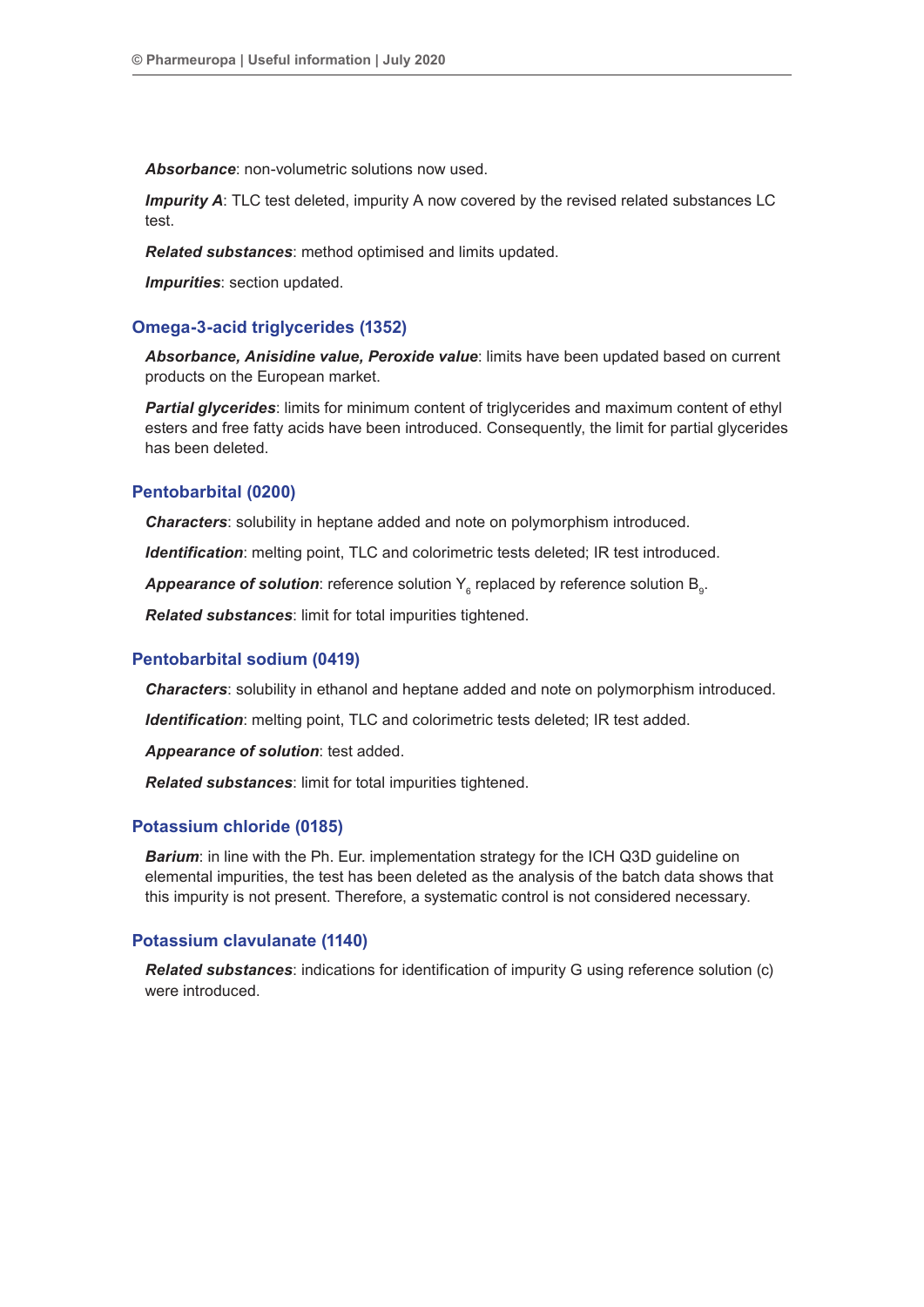***Absorbance***: non-volumetric solutions now used.

***Impurity A***: TLC test deleted, impurity A now covered by the revised related substances LC test.

***Related substances***: method optimised and limits updated.

***Impurities***: section updated.

### Omega-3-acid triglycerides (1352)

***Absorbance, Anisidine value, Peroxide value***: limits have been updated based on current products on the European market.

***Partial glycerides***: limits for minimum content of triglycerides and maximum content of ethyl esters and free fatty acids have been introduced. Consequently, the limit for partial glycerides has been deleted.

### Pentobarbital (0200)

***Characters***: solubility in heptane added and note on polymorphism introduced.

***Identification***: melting point, TLC and colorimetric tests deleted; IR test introduced.

***Appearance of solution***: reference solution $Y_6$ replaced by reference solution $B_9$.

***Related substances***: limit for total impurities tightened.

### Pentobarbital sodium (0419)

***Characters***: solubility in ethanol and heptane added and note on polymorphism introduced.

***Identification***: melting point, TLC and colorimetric tests deleted; IR test added.

***Appearance of solution***: test added.

***Related substances***: limit for total impurities tightened.

### Potassium chloride (0185)

***Barium***: in line with the Ph. Eur. implementation strategy for the ICH Q3D guideline on elemental impurities, the test has been deleted as the analysis of the batch data shows that this impurity is not present. Therefore, a systematic control is not considered necessary.

### Potassium clavulanate (1140)

***Related substances***: indications for identification of impurity G using reference solution (c) were introduced.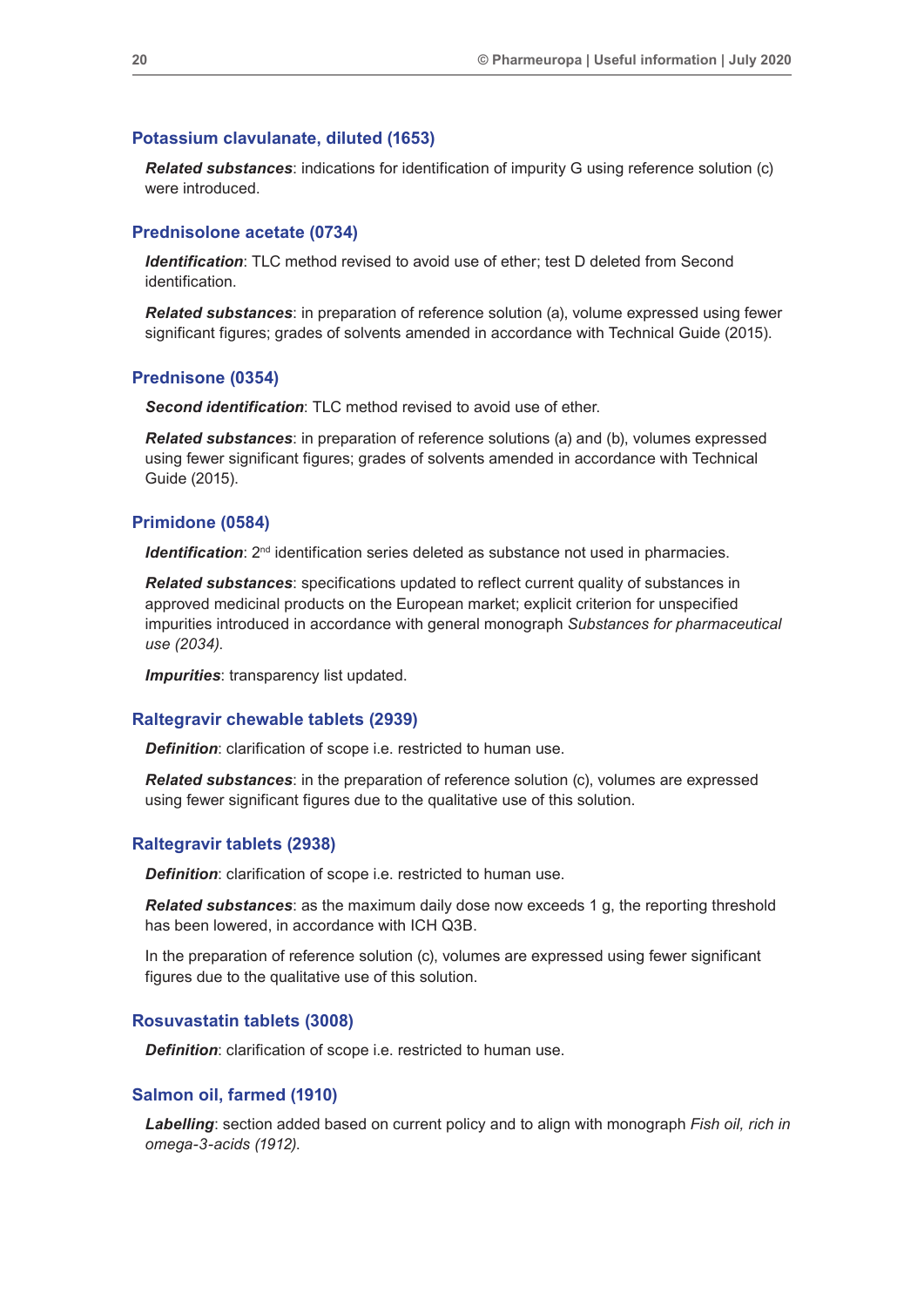### Potassium clavulanate, diluted (1653)

***Related substances***: indications for identification of impurity G using reference solution (c) were introduced.

### Prednisolone acetate (0734)

***Identification***: TLC method revised to avoid use of ether; test D deleted from Second identification.

***Related substances***: in preparation of reference solution (a), volume expressed using fewer significant figures; grades of solvents amended in accordance with Technical Guide (2015).

### Prednisone (0354)

***Second identification***: TLC method revised to avoid use of ether.

***Related substances***: in preparation of reference solutions (a) and (b), volumes expressed using fewer significant figures; grades of solvents amended in accordance with Technical Guide (2015).

### Primidone (0584)

***Identification***: 2nd identification series deleted as substance not used in pharmacies.

***Related substances***: specifications updated to reflect current quality of substances in approved medicinal products on the European market; explicit criterion for unspecified impurities introduced in accordance with general monograph *Substances for pharmaceutical use (2034)*.

***Impurities***: transparency list updated.

### Raltegravir chewable tablets (2939)

***Definition***: clarification of scope i.e. restricted to human use.

***Related substances***: in the preparation of reference solution (c), volumes are expressed using fewer significant figures due to the qualitative use of this solution.

### Raltegravir tablets (2938)

***Definition***: clarification of scope i.e. restricted to human use.

***Related substances***: as the maximum daily dose now exceeds 1 g, the reporting threshold has been lowered, in accordance with ICH Q3B.

In the preparation of reference solution (c), volumes are expressed using fewer significant figures due to the qualitative use of this solution.

### Rosuvastatin tablets (3008)

***Definition***: clarification of scope i.e. restricted to human use.

### Salmon oil, farmed (1910)

***Labelling***: section added based on current policy and to align with monograph *Fish oil, rich in omega-3-acids (1912)*.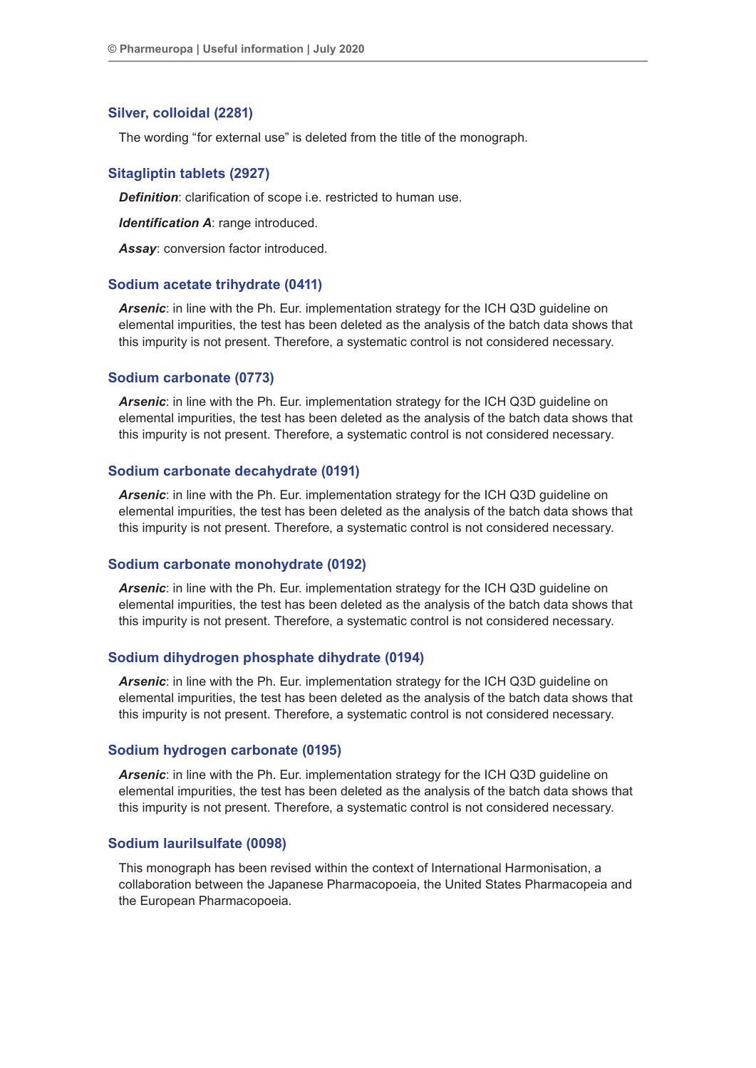### Silver, colloidal (2281)

The wording “for external use” is deleted from the title of the monograph.

### Sitagliptin tablets (2927)

***Definition***: clarification of scope i.e. restricted to human use.

***Identification A***: range introduced.

***Assay***: conversion factor introduced.

### Sodium acetate trihydrate (0411)

***Arsenic***: in line with the Ph. Eur. implementation strategy for the ICH Q3D guideline on elemental impurities, the test has been deleted as the analysis of the batch data shows that this impurity is not present. Therefore, a systematic control is not considered necessary.

### Sodium carbonate (0773)

***Arsenic***: in line with the Ph. Eur. implementation strategy for the ICH Q3D guideline on elemental impurities, the test has been deleted as the analysis of the batch data shows that this impurity is not present. Therefore, a systematic control is not considered necessary.

### Sodium carbonate decahydrate (0191)

***Arsenic***: in line with the Ph. Eur. implementation strategy for the ICH Q3D guideline on elemental impurities, the test has been deleted as the analysis of the batch data shows that this impurity is not present. Therefore, a systematic control is not considered necessary.

### Sodium carbonate monohydrate (0192)

***Arsenic***: in line with the Ph. Eur. implementation strategy for the ICH Q3D guideline on elemental impurities, the test has been deleted as the analysis of the batch data shows that this impurity is not present. Therefore, a systematic control is not considered necessary.

### Sodium dihydrogen phosphate dihydrate (0194)

***Arsenic***: in line with the Ph. Eur. implementation strategy for the ICH Q3D guideline on elemental impurities, the test has been deleted as the analysis of the batch data shows that this impurity is not present. Therefore, a systematic control is not considered necessary.

### Sodium hydrogen carbonate (0195)

***Arsenic***: in line with the Ph. Eur. implementation strategy for the ICH Q3D guideline on elemental impurities, the test has been deleted as the analysis of the batch data shows that this impurity is not present. Therefore, a systematic control is not considered necessary.

### Sodium laurilsulfate (0098)

This monograph has been revised within the context of International Harmonisation, a collaboration between the Japanese Pharmacopoeia, the United States Pharmacopeia and the European Pharmacopoeia.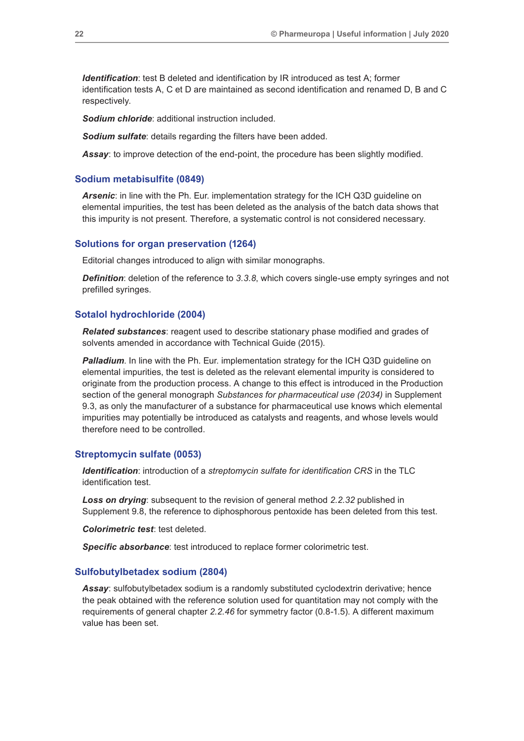***Identification***: test B deleted and identification by IR introduced as test A; former identification tests A, C et D are maintained as second identification and renamed D, B and C respectively.

***Sodium chloride***: additional instruction included.

***Sodium sulfate***: details regarding the filters have been added.

***Assay***: to improve detection of the end-point, the procedure has been slightly modified.

## Sodium metabisulfite (0849)

***Arsenic***: in line with the Ph. Eur. implementation strategy for the ICH Q3D guideline on elemental impurities, the test has been deleted as the analysis of the batch data shows that this impurity is not present. Therefore, a systematic control is not considered necessary.

## Solutions for organ preservation (1264)

Editorial changes introduced to align with similar monographs.

***Definition***: deletion of the reference to *3.3.8*, which covers single-use empty syringes and not prefilled syringes.

## Sotalol hydrochloride (2004)

***Related substances***: reagent used to describe stationary phase modified and grades of solvents amended in accordance with Technical Guide (2015).

***Palladium***. In line with the Ph. Eur. implementation strategy for the ICH Q3D guideline on elemental impurities, the test is deleted as the relevant elemental impurity is considered to originate from the production process. A change to this effect is introduced in the Production section of the general monograph *Substances for pharmaceutical use (2034)* in Supplement 9.3, as only the manufacturer of a substance for pharmaceutical use knows which elemental impurities may potentially be introduced as catalysts and reagents, and whose levels would therefore need to be controlled.

## Streptomycin sulfate (0053)

***Identification***: introduction of a *streptomycin sulfate for identification CRS* in the TLC identification test.

***Loss on drying***: subsequent to the revision of general method *2.2.32* published in Supplement 9.8, the reference to diphosphorous pentoxide has been deleted from this test.

***Colorimetric test***: test deleted.

***Specific absorbance***: test introduced to replace former colorimetric test.

## Sulfobutylbetadex sodium (2804)

***Assay***: sulfobutylbetadex sodium is a randomly substituted cyclodextrin derivative; hence the peak obtained with the reference solution used for quantitation may not comply with the requirements of general chapter *2.2.46* for symmetry factor (0.8-1.5). A different maximum value has been set.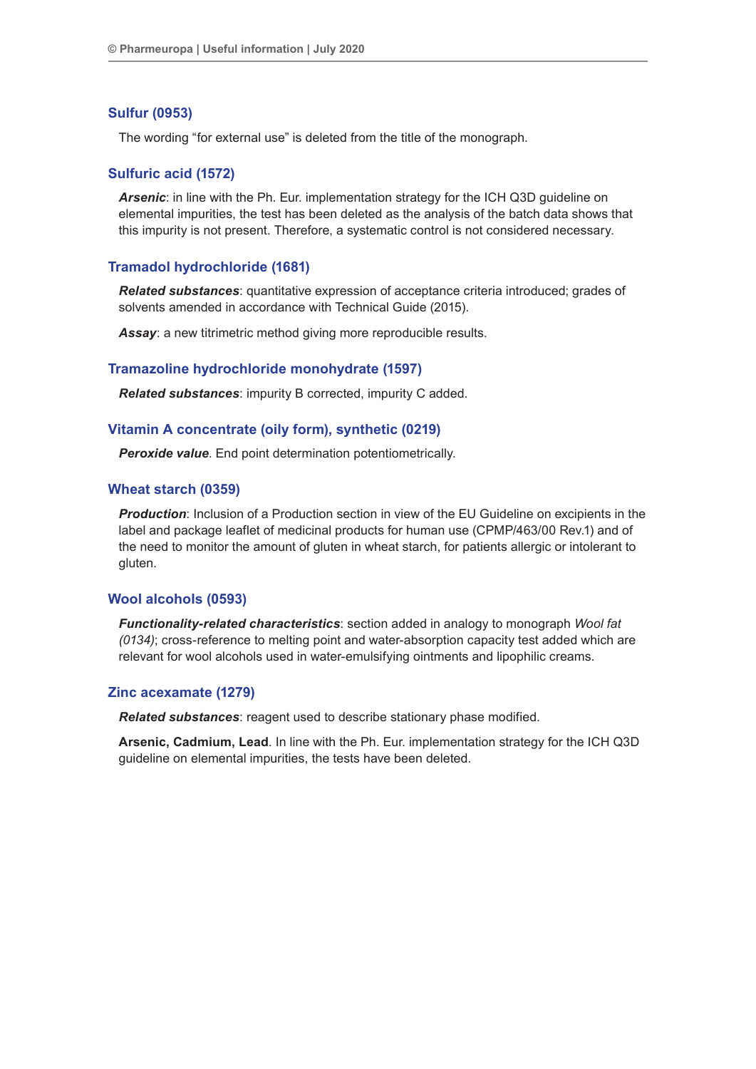### Sulfur (0953)

The wording “for external use” is deleted from the title of the monograph.

### Sulfuric acid (1572)

***Arsenic***: in line with the Ph. Eur. implementation strategy for the ICH Q3D guideline on elemental impurities, the test has been deleted as the analysis of the batch data shows that this impurity is not present. Therefore, a systematic control is not considered necessary.

### Tramadol hydrochloride (1681)

***Related substances***: quantitative expression of acceptance criteria introduced; grades of solvents amended in accordance with Technical Guide (2015).

***Assay***: a new titrimetric method giving more reproducible results.

### Tramazoline hydrochloride monohydrate (1597)

***Related substances***: impurity B corrected, impurity C added.

### Vitamin A concentrate (oily form), synthetic (0219)

***Peroxide value***. End point determination potentiometrically.

### Wheat starch (0359)

***Production***: Inclusion of a Production section in view of the EU Guideline on excipients in the label and package leaflet of medicinal products for human use (CPMP/463/00 Rev.1) and of the need to monitor the amount of gluten in wheat starch, for patients allergic or intolerant to gluten.

### Wool alcohols (0593)

***Functionality-related characteristics***: section added in analogy to monograph *Wool fat (0134)*; cross-reference to melting point and water-absorption capacity test added which are relevant for wool alcohols used in water-emulsifying ointments and lipophilic creams.

### Zinc acexamate (1279)

***Related substances***: reagent used to describe stationary phase modified.

**Arsenic, Cadmium, Lead**. In line with the Ph. Eur. implementation strategy for the ICH Q3D guideline on elemental impurities, the tests have been deleted.